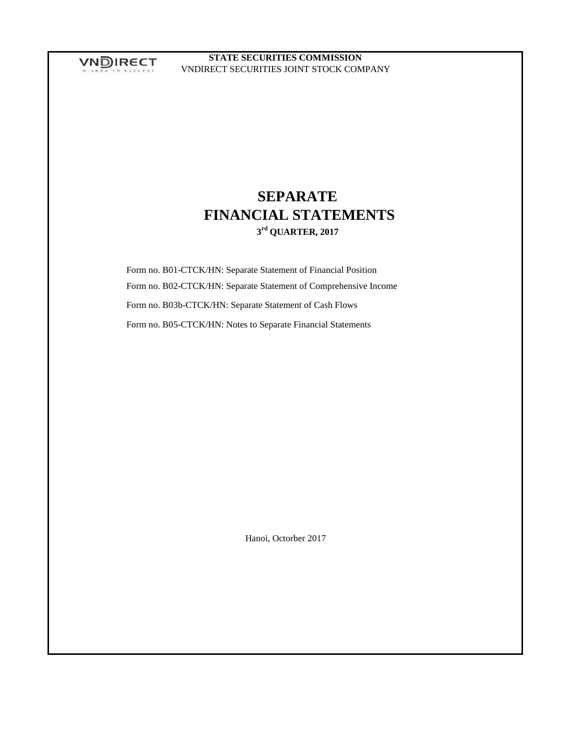VNDIRECT

**STATE SECURITIES COMMISSION**

VNDIRECT SECURITIES JOINT STOCK COMPANY

# SEPARATE FINANCIAL STATEMENTS

**3rd QUARTER, 2017**

Form no. B01-CTCK/HN: Separate Statement of Financial Position

Form no. B02-CTCK/HN: Separate Statement of Comprehensive Income

Form no. B03b-CTCK/HN: Separate Statement of Cash Flows

Form no. B05-CTCK/HN: Notes to Separate Financial Statements

Hanoi, Octorber 2017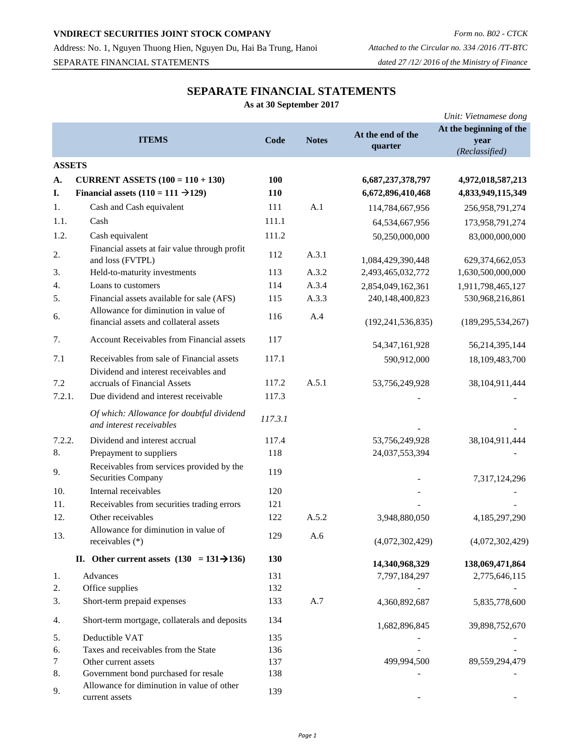**VNDIRECT SECURITIES JOINT STOCK COMPANY**

Address: No. 1, Nguyen Thuong Hien, Nguyen Du, Hai Ba Trung, Hanoi

SEPARATE FINANCIAL STATEMENTS

*Form no. B02 - CTCK*

*Attached to the Circular no. 334 /2016 /TT-BTC*

*dated 27 /12/ 2016 of the Ministry of Finance*

# SEPARATE FINANCIAL STATEMENTS

**As at 30 September 2017**

*Unit: Vietnamese dong*

| | ITEMS | Code | Notes | At the end of the quarter | At the beginning of the year *(Reclassified)* |
|---|---|---|---|---|---|
| **ASSETS** | | | | | |
| **A.** | **CURRENT ASSETS (100 = 110 + 130)** | **100** | | **6,687,237,378,797** | **4,972,018,587,213** |
| **I.** | **Financial assets (110 = 111 →129)** | **110** | | **6,672,896,410,468** | **4,833,949,115,349** |
| 1. | Cash and Cash equivalent | 111 | A.1 | 114,784,667,956 | 256,958,791,274 |
| 1.1. | Cash | 111.1 | | 64,534,667,956 | 173,958,791,274 |
| 1.2. | Cash equivalent | 111.2 | | 50,250,000,000 | 83,000,000,000 |
| 2. | Financial assets at fair value through profit and loss (FVTPL) | 112 | A.3.1 | 1,084,429,390,448 | 629,374,662,053 |
| 3. | Held-to-maturity investments | 113 | A.3.2 | 2,493,465,032,772 | 1,630,500,000,000 |
| 4. | Loans to customers | 114 | A.3.4 | 2,854,049,162,361 | 1,911,798,465,127 |
| 5. | Financial assets available for sale (AFS) | 115 | A.3.3 | 240,148,400,823 | 530,968,216,861 |
| 6. | Allowance for diminution in value of financial assets and collateral assets | 116 | A.4 | (192,241,536,835) | (189,295,534,267) |
| 7. | Account Receivables from Financial assets | 117 | | 54,347,161,928 | 56,214,395,144 |
| 7.1 | Receivables from sale of Financial assets | 117.1 | | 590,912,000 | 18,109,483,700 |
| 7.2 | Dividend and interest receivables and accruals of Financial Assets | 117.2 | A.5.1 | 53,756,249,928 | 38,104,911,444 |
| 7.2.1. | Due dividend and interest receivable | 117.3 | | - | - |
| | *Of which: Allowance for doubtful dividend and interest receivables* | *117.3.1* | | - | - |
| 7.2.2. | Dividend and interest accrual | 117.4 | | 53,756,249,928 | 38,104,911,444 |
| 8. | Prepayment to suppliers | 118 | | 24,037,553,394 | - |
| 9. | Receivables from services provided by the Securities Company | 119 | | - | 7,317,124,296 |
| 10. | Internal receivables | 120 | | - | - |
| 11. | Receivables from securities trading errors | 121 | | - | - |
| 12. | Other receivables | 122 | A.5.2 | 3,948,880,050 | 4,185,297,290 |
| 13. | Allowance for diminution in value of receivables (*) | 129 | A.6 | (4,072,302,429) | (4,072,302,429) |
| **II.** | **Other current assets (130 = 131→136)** | **130** | | **14,340,968,329** | **138,069,471,864** |
| 1. | Advances | 131 | | 7,797,184,297 | 2,775,646,115 |
| 2. | Office supplies | 132 | | - | - |
| 3. | Short-term prepaid expenses | 133 | A.7 | 4,360,892,687 | 5,835,778,600 |
| 4. | Short-term mortgage, collaterals and deposits | 134 | | 1,682,896,845 | 39,898,752,670 |
| 5. | Deductible VAT | 135 | | - | - |
| 6. | Taxes and receivables from the State | 136 | | - | - |
| 7 | Other current assets | 137 | | 499,994,500 | 89,559,294,479 |
| 8. | Government bond purchased for resale | 138 | | - | - |
| 9. | Allowance for diminution in value of other current assets | 139 | | - | - |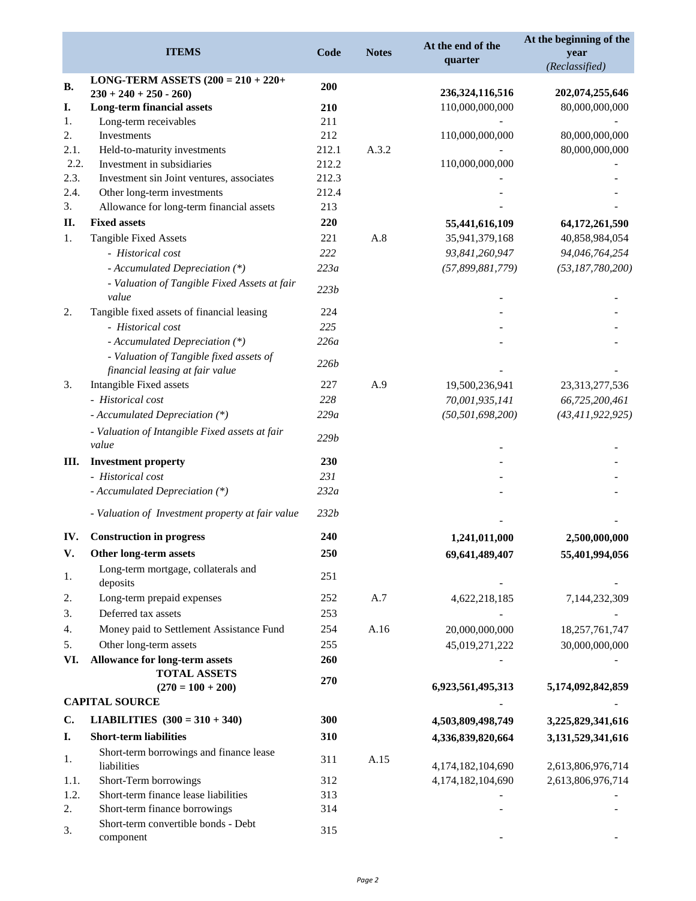| | ITEMS | Code | Notes | At the end of the quarter | At the beginning of the year *(Reclassified)* |
|---|---|---|---|---|---|
| **B.** | **LONG-TERM ASSETS (200 = 210 + 220+ 230 + 240 + 250 - 260)** | **200** | | **236,324,116,516** | **202,074,255,646** |
| **I.** | **Long-term financial assets** | **210** | | 110,000,000,000 | 80,000,000,000 |
| 1. | Long-term receivables | 211 | | - | - |
| 2. | Investments | 212 | | 110,000,000,000 | 80,000,000,000 |
| 2.1. | Held-to-maturity investments | 212.1 | A.3.2 | - | 80,000,000,000 |
| 2.2. | Investment in subsidiaries | 212.2 | | 110,000,000,000 | - |
| 2.3. | Investment sin Joint ventures, associates | 212.3 | | - | - |
| 2.4. | Other long-term investments | 212.4 | | - | - |
| 3. | Allowance for long-term financial assets | 213 | | - | - |
| **II.** | **Fixed assets** | **220** | | **55,441,616,109** | **64,172,261,590** |
| 1. | Tangible Fixed Assets | 221 | A.8 | 35,941,379,168 | 40,858,984,054 |
| | *- Historical cost* | *222* | | *93,841,260,947* | *94,046,764,254* |
| | *- Accumulated Depreciation (*)* | *223a* | | *(57,899,881,779)* | *(53,187,780,200)* |
| | *- Valuation of Tangible Fixed Assets at fair value* | *223b* | | - | - |
| 2. | Tangible fixed assets of financial leasing | 224 | | - | - |
| | *- Historical cost* | *225* | | - | - |
| | *- Accumulated Depreciation (*)* | *226a* | | - | - |
| | *- Valuation of Tangible fixed assets of financial leasing at fair value* | *226b* | | - | - |
| 3. | Intangible Fixed assets | 227 | A.9 | 19,500,236,941 | 23,313,277,536 |
| | *- Historical cost* | *228* | | *70,001,935,141* | *66,725,200,461* |
| | *- Accumulated Depreciation (*)* | *229a* | | *(50,501,698,200)* | *(43,411,922,925)* |
| | *- Valuation of Intangible Fixed assets at fair value* | *229b* | | - | - |
| **III.** | **Investment property** | **230** | | - | - |
| | *- Historical cost* | *231* | | - | - |
| | *- Accumulated Depreciation (*)* | *232a* | | - | - |
| | *- Valuation of Investment property at fair value* | *232b* | | - | - |
| **IV.** | **Construction in progress** | **240** | | **1,241,011,000** | **2,500,000,000** |
| **V.** | **Other long-term assets** | **250** | | **69,641,489,407** | **55,401,994,056** |
| 1. | Long-term mortgage, collaterals and deposits | 251 | | - | - |
| 2. | Long-term prepaid expenses | 252 | A.7 | 4,622,218,185 | 7,144,232,309 |
| 3. | Deferred tax assets | 253 | | - | - |
| 4. | Money paid to Settlement Assistance Fund | 254 | A.16 | 20,000,000,000 | 18,257,761,747 |
| 5. | Other long-term assets | 255 | | 45,019,271,222 | 30,000,000,000 |
| **VI.** | **Allowance for long-term assets** | **260** | | - | - |
| | **TOTAL ASSETS (270 = 100 + 200)** | **270** | | **6,923,561,495,313** | **5,174,092,842,859** |
| | **CAPITAL SOURCE** | | | - | - |
| **C.** | **LIABILITIES (300 = 310 + 340)** | **300** | | **4,503,809,498,749** | **3,225,829,341,616** |
| **I.** | **Short-term liabilities** | **310** | | **4,336,839,820,664** | **3,131,529,341,616** |
| 1. | Short-term borrowings and finance lease liabilities | 311 | A.15 | 4,174,182,104,690 | 2,613,806,976,714 |
| 1.1. | Short-Term borrowings | 312 | | 4,174,182,104,690 | 2,613,806,976,714 |
| 1.2. | Short-term finance lease liabilities | 313 | | - | - |
| 2. | Short-term finance borrowings | 314 | | - | - |
| 3. | Short-term convertible bonds - Debt component | 315 | | - | - |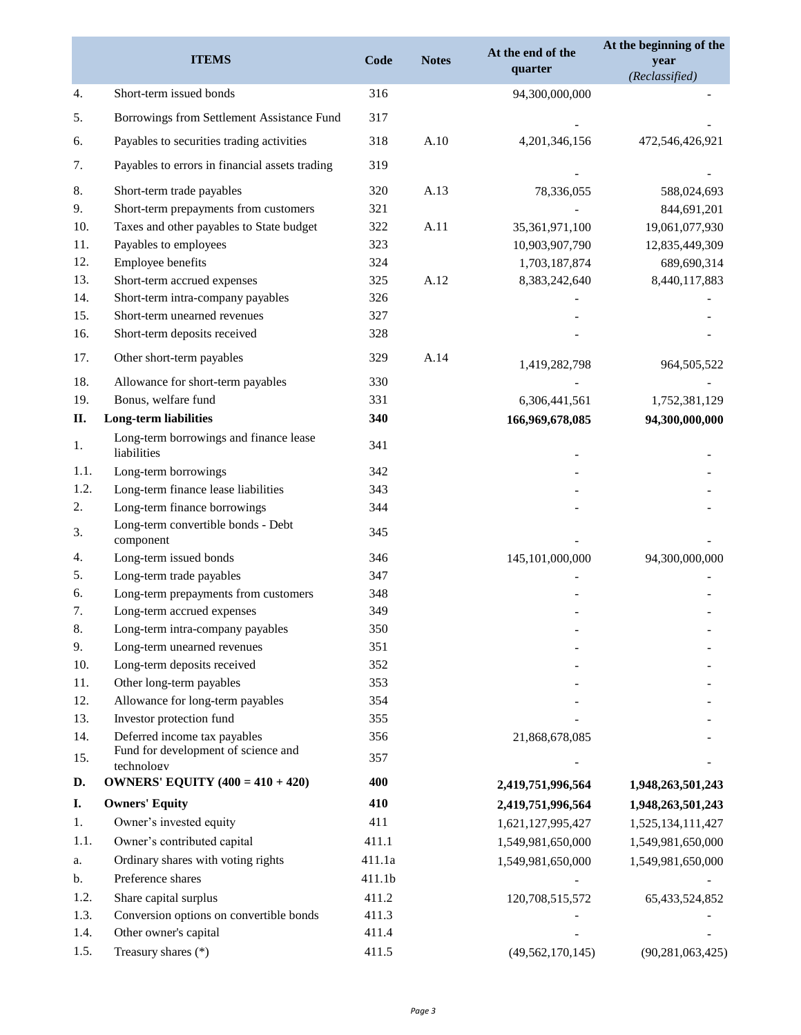| | ITEMS | Code | Notes | At the end of the quarter | At the beginning of the year *(Reclassified)* |
|---|---|---|---|---|---|
| 4. | Short-term issued bonds | 316 | | 94,300,000,000 | - |
| 5. | Borrowings from Settlement Assistance Fund | 317 | | - | - |
| 6. | Payables to securities trading activities | 318 | A.10 | 4,201,346,156 | 472,546,426,921 |
| 7. | Payables to errors in financial assets trading | 319 | | - | - |
| 8. | Short-term trade payables | 320 | A.13 | 78,336,055 | 588,024,693 |
| 9. | Short-term prepayments from customers | 321 | | - | 844,691,201 |
| 10. | Taxes and other payables to State budget | 322 | A.11 | 35,361,971,100 | 19,061,077,930 |
| 11. | Payables to employees | 323 | | 10,903,907,790 | 12,835,449,309 |
| 12. | Employee benefits | 324 | | 1,703,187,874 | 689,690,314 |
| 13. | Short-term accrued expenses | 325 | A.12 | 8,383,242,640 | 8,440,117,883 |
| 14. | Short-term intra-company payables | 326 | | - | - |
| 15. | Short-term unearned revenues | 327 | | - | - |
| 16. | Short-term deposits received | 328 | | - | - |
| 17. | Other short-term payables | 329 | A.14 | 1,419,282,798 | 964,505,522 |
| 18. | Allowance for short-term payables | 330 | | - | - |
| 19. | Bonus, welfare fund | 331 | | 6,306,441,561 | 1,752,381,129 |
| **II.** | **Long-term liabilities** | **340** | | **166,969,678,085** | **94,300,000,000** |
| 1. | Long-term borrowings and finance lease liabilities | 341 | | - | - |
| 1.1. | Long-term borrowings | 342 | | - | - |
| 1.2. | Long-term finance lease liabilities | 343 | | - | - |
| 2. | Long-term finance borrowings | 344 | | - | - |
| 3. | Long-term convertible bonds - Debt component | 345 | | - | - |
| 4. | Long-term issued bonds | 346 | | 145,101,000,000 | 94,300,000,000 |
| 5. | Long-term trade payables | 347 | | - | - |
| 6. | Long-term prepayments from customers | 348 | | - | - |
| 7. | Long-term accrued expenses | 349 | | - | - |
| 8. | Long-term intra-company payables | 350 | | - | - |
| 9. | Long-term unearned revenues | 351 | | - | - |
| 10. | Long-term deposits received | 352 | | - | - |
| 11. | Other long-term payables | 353 | | - | - |
| 12. | Allowance for long-term payables | 354 | | - | - |
| 13. | Investor protection fund | 355 | | - | - |
| 14. | Deferred income tax payables | 356 | | 21,868,678,085 | - |
| 15. | Fund for development of science and technology | 357 | | - | - |
| **D.** | **OWNERS' EQUITY (400 = 410 + 420)** | **400** | | **2,419,751,996,564** | **1,948,263,501,243** |
| **I.** | **Owners' Equity** | **410** | | **2,419,751,996,564** | **1,948,263,501,243** |
| 1. | Owner's invested equity | 411 | | 1,621,127,995,427 | 1,525,134,111,427 |
| 1.1. | Owner's contributed capital | 411.1 | | 1,549,981,650,000 | 1,549,981,650,000 |
| a. | Ordinary shares with voting rights | 411.1a | | 1,549,981,650,000 | 1,549,981,650,000 |
| b. | Preference shares | 411.1b | | - | - |
| 1.2. | Share capital surplus | 411.2 | | 120,708,515,572 | 65,433,524,852 |
| 1.3. | Conversion options on convertible bonds | 411.3 | | - | - |
| 1.4. | Other owner's capital | 411.4 | | - | - |
| 1.5. | Treasury shares (*) | 411.5 | | (49,562,170,145) | (90,281,063,425) |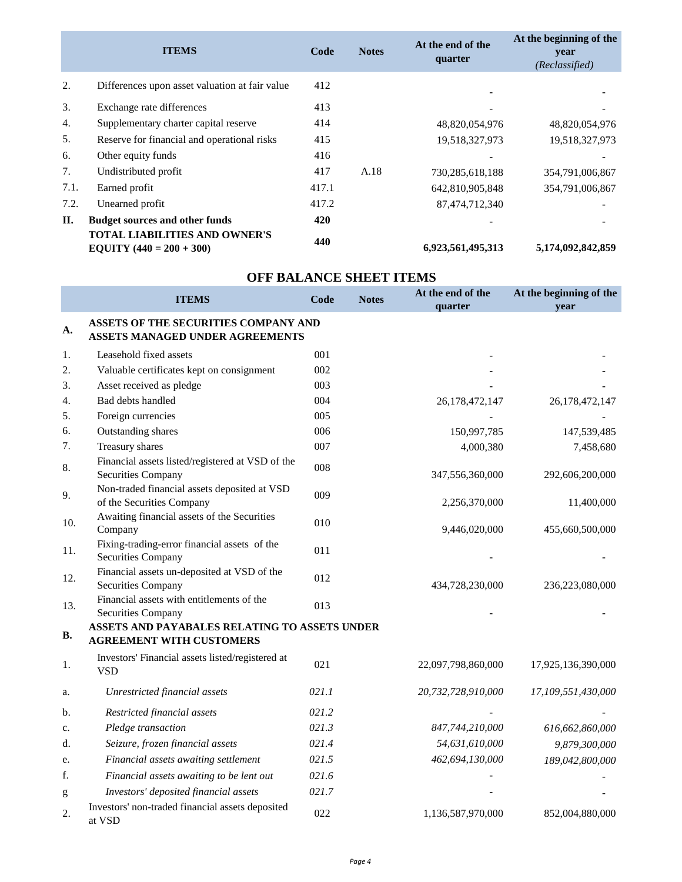| | ITEMS | Code | Notes | At the end of the quarter | At the beginning of the year *(Reclassified)* |
|---|---|---|---|---|---|
| 2. | Differences upon asset valuation at fair value | 412 | | - | - |
| 3. | Exchange rate differences | 413 | | - | - |
| 4. | Supplementary charter capital reserve | 414 | | 48,820,054,976 | 48,820,054,976 |
| 5. | Reserve for financial and operational risks | 415 | | 19,518,327,973 | 19,518,327,973 |
| 6. | Other equity funds | 416 | | - | - |
| 7. | Undistributed profit | 417 | A.18 | 730,285,618,188 | 354,791,006,867 |
| 7.1. | Earned profit | 417.1 | | 642,810,905,848 | 354,791,006,867 |
| 7.2. | Unearned profit | 417.2 | | 87,474,712,340 | - |
| **II.** | **Budget sources and other funds** | **420** | | - | - |
| | **TOTAL LIABILITIES AND OWNER'S EQUITY (440 = 200 + 300)** | **440** | | **6,923,561,495,313** | **5,174,092,842,859** |

## OFF BALANCE SHEET ITEMS

| | ITEMS | Code | Notes | At the end of the quarter | At the beginning of the year |
|---|---|---|---|---|---|
| **A.** | **ASSETS OF THE SECURITIES COMPANY AND ASSETS MANAGED UNDER AGREEMENTS** | | | | |
| 1. | Leasehold fixed assets | 001 | | - | - |
| 2. | Valuable certificates kept on consignment | 002 | | - | - |
| 3. | Asset received as pledge | 003 | | - | - |
| 4. | Bad debts handled | 004 | | 26,178,472,147 | 26,178,472,147 |
| 5. | Foreign currencies | 005 | | - | - |
| 6. | Outstanding shares | 006 | | 150,997,785 | 147,539,485 |
| 7. | Treasury shares | 007 | | 4,000,380 | 7,458,680 |
| 8. | Financial assets listed/registered at VSD of the Securities Company | 008 | | 347,556,360,000 | 292,606,200,000 |
| 9. | Non-traded financial assets deposited at VSD of the Securities Company | 009 | | 2,256,370,000 | 11,400,000 |
| 10. | Awaiting financial assets of the Securities Company | 010 | | 9,446,020,000 | 455,660,500,000 |
| 11. | Fixing-trading-error financial assets of the Securities Company | 011 | | - | - |
| 12. | Financial assets un-deposited at VSD of the Securities Company | 012 | | 434,728,230,000 | 236,223,080,000 |
| 13. | Financial assets with entitlements of the Securities Company | 013 | | - | - |
| **B.** | **ASSETS AND PAYABALES RELATING TO ASSETS UNDER AGREEMENT WITH CUSTOMERS** | | | | |
| 1. | Investors' Financial assets listed/registered at VSD | 021 | | 22,097,798,860,000 | 17,925,136,390,000 |
| a. | *Unrestricted financial assets* | *021.1* | | *20,732,728,910,000* | *17,109,551,430,000* |
| b. | *Restricted financial assets* | *021.2* | | - | - |
| c. | *Pledge transaction* | *021.3* | | *847,744,210,000* | *616,662,860,000* |
| d. | *Seizure, frozen financial assets* | *021.4* | | *54,631,610,000* | *9,879,300,000* |
| e. | *Financial assets awaiting settlement* | *021.5* | | *462,694,130,000* | *189,042,800,000* |
| f. | *Financial assets awaiting to be lent out* | *021.6* | | - | - |
| g | *Investors' deposited financial assets* | *021.7* | | - | - |
| 2. | Investors' non-traded financial assets deposited at VSD | 022 | | 1,136,587,970,000 | 852,004,880,000 |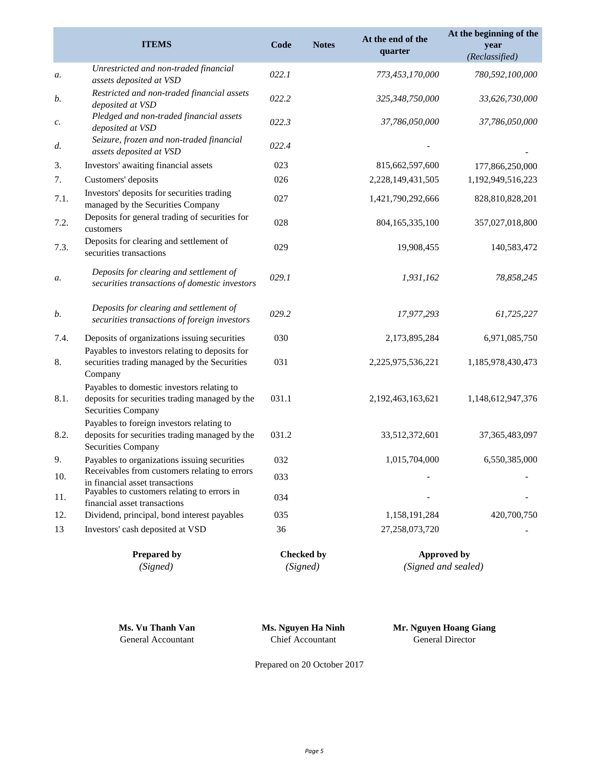| | ITEMS | Code | Notes | At the end of the quarter | At the beginning of the year *(Reclassified)* |
|---|---|---|---|---|---|
| *a.* | *Unrestricted and non-traded financial assets deposited at VSD* | *022.1* | | *773,453,170,000* | *780,592,100,000* |
| *b.* | *Restricted and non-traded financial assets deposited at VSD* | *022.2* | | *325,348,750,000* | *33,626,730,000* |
| *c.* | *Pledged and non-traded financial assets deposited at VSD* | *022.3* | | *37,786,050,000* | *37,786,050,000* |
| *d.* | *Seizure, frozen and non-traded financial assets deposited at VSD* | *022.4* | | - | - |
| 3. | Investors' awaiting financial assets | 023 | | 815,662,597,600 | 177,866,250,000 |
| 7. | Customers' deposits | 026 | | 2,228,149,431,505 | 1,192,949,516,223 |
| 7.1. | Investors' deposits for securities trading managed by the Securities Company | 027 | | 1,421,790,292,666 | 828,810,828,201 |
| 7.2. | Deposits for general trading of securities for customers | 028 | | 804,165,335,100 | 357,027,018,800 |
| 7.3. | Deposits for clearing and settlement of securities transactions | 029 | | 19,908,455 | 140,583,472 |
| *a.* | *Deposits for clearing and settlement of securities transactions of domestic investors* | *029.1* | | *1,931,162* | *78,858,245* |
| *b.* | *Deposits for clearing and settlement of securities transactions of foreign investors* | *029.2* | | *17,977,293* | *61,725,227* |
| 7.4. | Deposits of organizations issuing securities | 030 | | 2,173,895,284 | 6,971,085,750 |
| 8. | Payables to investors relating to deposits for securities trading managed by the Securities Company | 031 | | 2,225,975,536,221 | 1,185,978,430,473 |
| 8.1. | Payables to domestic investors relating to deposits for securities trading managed by the Securities Company | 031.1 | | 2,192,463,163,621 | 1,148,612,947,376 |
| 8.2. | Payables to foreign investors relating to deposits for securities trading managed by the Securities Company | 031.2 | | 33,512,372,601 | 37,365,483,097 |
| 9. | Payables to organizations issuing securities | 032 | | 1,015,704,000 | 6,550,385,000 |
| 10. | Receivables from customers relating to errors in financial asset transactions | 033 | | - | - |
| 11. | Payables to customers relating to errors in financial asset transactions | 034 | | - | - |
| 12. | Dividend, principal, bond interest payables | 035 | | 1,158,191,284 | 420,700,750 |
| 13 | Investors' cash deposited at VSD | 36 | | 27,258,073,720 | - |

| **Prepared by** | **Checked by** | **Approved by** |
|---|---|---|
| *(Signed)* | *(Signed)* | *(Signed and sealed)* |
| **Ms. Vu Thanh Van** | **Ms. Nguyen Ha Ninh** | **Mr. Nguyen Hoang Giang** |
| General Accountant | Chief Accountant | General Director |

Prepared on 20 October 2017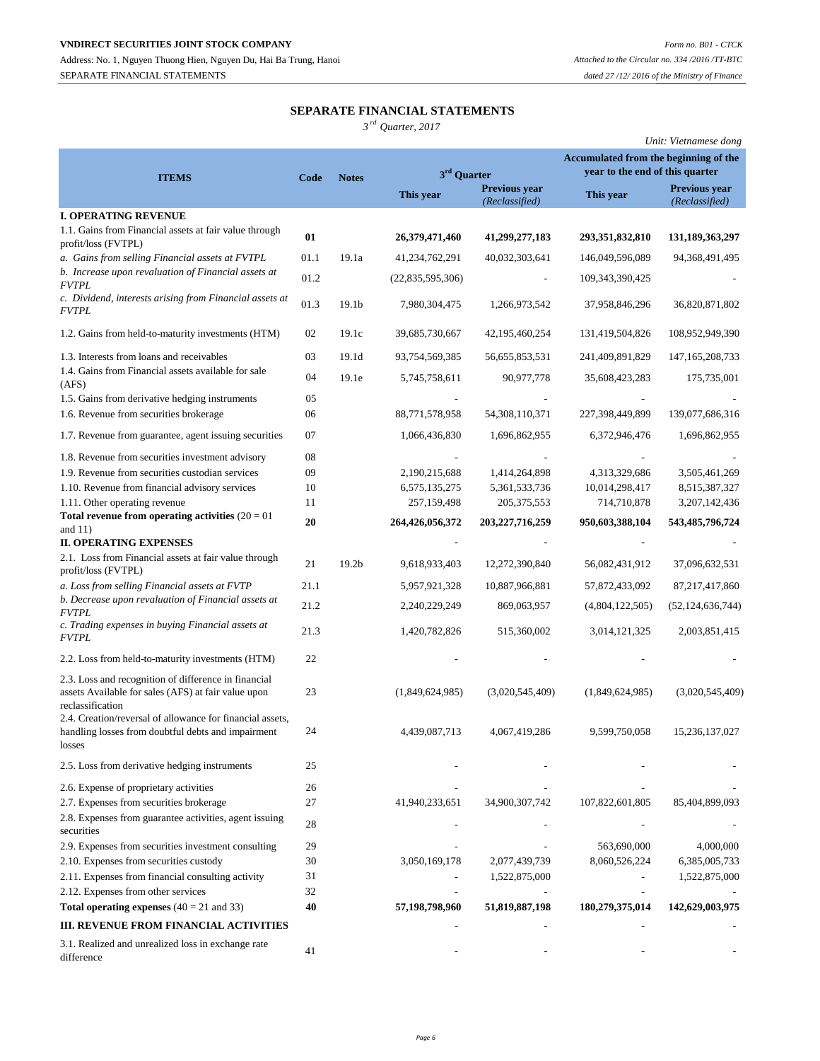VNDIRECT SECURITIES JOINT STOCK COMPANY

Address: No. 1, Nguyen Thuong Hien, Nguyen Du, Hai Ba Trung, Hanoi

SEPARATE FINANCIAL STATEMENTS

*Form no. B01 - CTCK*

*Attached to the Circular no. 334 /2016 /TT-BTC dated 27 /12/ 2016 of the Ministry of Finance*

## SEPARATE FINANCIAL STATEMENTS

*3rd Quarter, 2017*

*Unit: Vietnamese dong*

| ITEMS | Code | Notes | 3rd Quarter | | Accumulated from the beginning of the year to the end of this quarter | |
|---|---|---|---|---|---|---|
| | | | This year | Previous year *(Reclassified)* | This year | Previous year *(Reclassified)* |
| **I. OPERATING REVENUE** | | | | | | |
| 1.1. Gains from Financial assets at fair value through profit/loss (FVTPL) | **01** | | **26,379,471,460** | **41,299,277,183** | **293,351,832,810** | **131,189,363,297** |
| *a. Gains from selling Financial assets at FVTPL* | 01.1 | 19.1a | 41,234,762,291 | 40,032,303,641 | 146,049,596,089 | 94,368,491,495 |
| *b. Increase upon revaluation of Financial assets at FVTPL* | 01.2 | | (22,835,595,306) | - | 109,343,390,425 | - |
| *c. Dividend, interests arising from Financial assets at FVTPL* | 01.3 | 19.1b | 7,980,304,475 | 1,266,973,542 | 37,958,846,296 | 36,820,871,802 |
| 1.2. Gains from held-to-maturity investments (HTM) | 02 | 19.1c | 39,685,730,667 | 42,195,460,254 | 131,419,504,826 | 108,952,949,390 |
| 1.3. Interests from loans and receivables | 03 | 19.1d | 93,754,569,385 | 56,655,853,531 | 241,409,891,829 | 147,165,208,733 |
| 1.4. Gains from Financial assets available for sale (AFS) | 04 | 19.1e | 5,745,758,611 | 90,977,778 | 35,608,423,283 | 175,735,001 |
| 1.5. Gains from derivative hedging instruments | 05 | | - | - | - | - |
| 1.6. Revenue from securities brokerage | 06 | | 88,771,578,958 | 54,308,110,371 | 227,398,449,899 | 139,077,686,316 |
| 1.7. Revenue from guarantee, agent issuing securities | 07 | | 1,066,436,830 | 1,696,862,955 | 6,372,946,476 | 1,696,862,955 |
| 1.8. Revenue from securities investment advisory | 08 | | - | - | - | - |
| 1.9. Revenue from securities custodian services | 09 | | 2,190,215,688 | 1,414,264,898 | 4,313,329,686 | 3,505,461,269 |
| 1.10. Revenue from financial advisory services | 10 | | 6,575,135,275 | 5,361,533,736 | 10,014,298,417 | 8,515,387,327 |
| 1.11. Other operating revenue | 11 | | 257,159,498 | 205,375,553 | 714,710,878 | 3,207,142,436 |
| **Total revenue from operating activities** (20 = 01 and 11) | **20** | | **264,426,056,372** | **203,227,716,259** | **950,603,388,104** | **543,485,796,724** |
| **II. OPERATING EXPENSES** | | | - | - | - | - |
| 2.1. Loss from Financial assets at fair value through profit/loss (FVTPL) | 21 | 19.2b | 9,618,933,403 | 12,272,390,840 | 56,082,431,912 | 37,096,632,531 |
| *a. Loss from selling Financial assets at FVTP* | 21.1 | | 5,957,921,328 | 10,887,966,881 | 57,872,433,092 | 87,217,417,860 |
| *b. Decrease upon revaluation of Financial assets at FVTPL* | 21.2 | | 2,240,229,249 | 869,063,957 | (4,804,122,505) | (52,124,636,744) |
| *c. Trading expenses in buying Financial assets at FVTPL* | 21.3 | | 1,420,782,826 | 515,360,002 | 3,014,121,325 | 2,003,851,415 |
| 2.2. Loss from held-to-maturity investments (HTM) | 22 | | - | - | - | - |
| 2.3. Loss and recognition of difference in financial assets Available for sale (AFS) at fair value upon reclassification | 23 | | (1,849,624,985) | (3,020,545,409) | (1,849,624,985) | (3,020,545,409) |
| 2.4. Creation/reversal of allowance for financial assets, handling losses from doubtful debts and impairment losses | 24 | | 4,439,087,713 | 4,067,419,286 | 9,599,750,058 | 15,236,137,027 |
| 2.5. Loss from derivative hedging instruments | 25 | | - | - | - | - |
| 2.6. Expense of proprietary activities | 26 | | - | - | - | - |
| 2.7. Expenses from securities brokerage | 27 | | 41,940,233,651 | 34,900,307,742 | 107,822,601,805 | 85,404,899,093 |
| 2.8. Expenses from guarantee activities, agent issuing securities | 28 | | - | - | - | - |
| 2.9. Expenses from securities investment consulting | 29 | | - | - | 563,690,000 | 4,000,000 |
| 2.10. Expenses from securities custody | 30 | | 3,050,169,178 | 2,077,439,739 | 8,060,526,224 | 6,385,005,733 |
| 2.11. Expenses from financial consulting activity | 31 | | - | 1,522,875,000 | - | 1,522,875,000 |
| 2.12. Expenses from other services | 32 | | - | - | - | - |
| **Total operating expenses** (40 = 21 and 33) | **40** | | **57,198,798,960** | **51,819,887,198** | **180,279,375,014** | **142,629,003,975** |
| **III. REVENUE FROM FINANCIAL ACTIVITIES** | | | - | - | - | - |
| 3.1. Realized and unrealized loss in exchange rate difference | 41 | | - | - | - | - |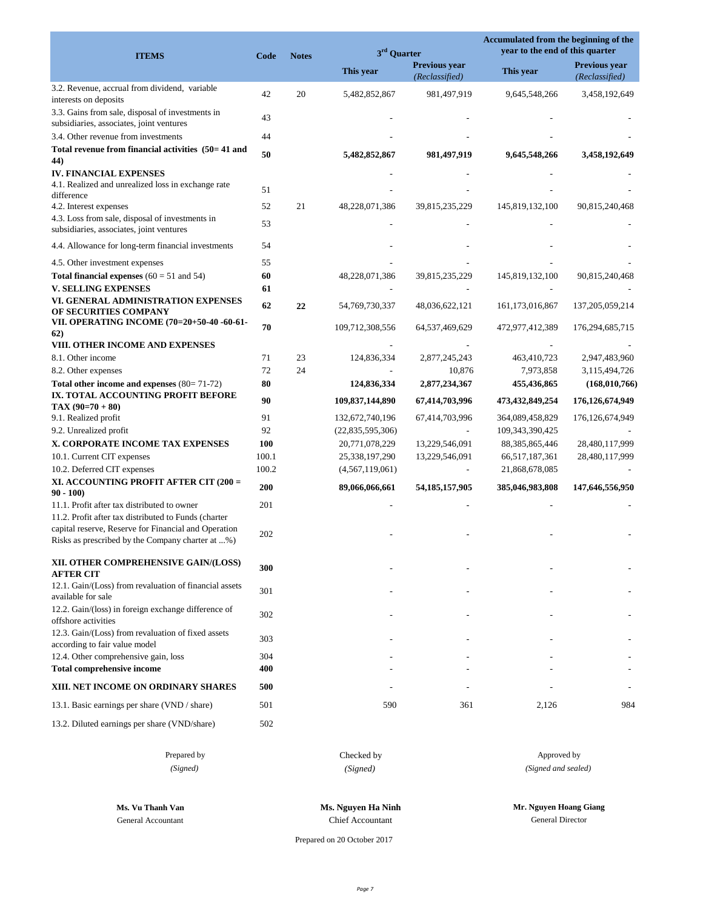| ITEMS | Code | Notes | 3rd Quarter | | Accumulated from the beginning of the year to the end of this quarter | |
|---|---|---|---|---|---|---|
| | | | This year | Previous year *(Reclassified)* | This year | Previous year *(Reclassified)* |
| 3.2. Revenue, accrual from dividend, variable interests on deposits | 42 | 20 | 5,482,852,867 | 981,497,919 | 9,645,548,266 | 3,458,192,649 |
| 3.3. Gains from sale, disposal of investments in subsidiaries, associates, joint ventures | 43 | | - | - | - | - |
| 3.4. Other revenue from investments | 44 | | - | - | - | - |
| **Total revenue from financial activities (50= 41 and 44)** | **50** | | **5,482,852,867** | **981,497,919** | **9,645,548,266** | **3,458,192,649** |
| **IV. FINANCIAL EXPENSES** | | | - | - | - | - |
| 4.1. Realized and unrealized loss in exchange rate difference | 51 | | - | - | - | - |
| 4.2. Interest expenses | 52 | 21 | 48,228,071,386 | 39,815,235,229 | 145,819,132,100 | 90,815,240,468 |
| 4.3. Loss from sale, disposal of investments in subsidiaries, associates, joint ventures | 53 | | - | - | - | - |
| 4.4. Allowance for long-term financial investments | 54 | | - | - | - | - |
| 4.5. Other investment expenses | 55 | | - | - | - | - |
| **Total financial expenses** (60 = 51 and 54) | **60** | | 48,228,071,386 | 39,815,235,229 | 145,819,132,100 | 90,815,240,468 |
| **V. SELLING EXPENSES** | **61** | | - | - | - | - |
| **VI. GENERAL ADMINISTRATION EXPENSES OF SECURITIES COMPANY** | **62** | **22** | 54,769,730,337 | 48,036,622,121 | 161,173,016,867 | 137,205,059,214 |
| **VII. OPERATING INCOME (70=20+50-40 -60-61-62)** | **70** | | 109,712,308,556 | 64,537,469,629 | 472,977,412,389 | 176,294,685,715 |
| **VIII. OTHER INCOME AND EXPENSES** | | | - | - | - | - |
| 8.1. Other income | 71 | 23 | 124,836,334 | 2,877,245,243 | 463,410,723 | 2,947,483,960 |
| 8.2. Other expenses | 72 | 24 | - | 10,876 | 7,973,858 | 3,115,494,726 |
| **Total other income and expenses** (80= 71-72) | **80** | | **124,836,334** | **2,877,234,367** | **455,436,865** | **(168,010,766)** |
| **IX. TOTAL ACCOUNTING PROFIT BEFORE TAX (90=70 + 80)** | **90** | | **109,837,144,890** | **67,414,703,996** | **473,432,849,254** | **176,126,674,949** |
| 9.1. Realized profit | 91 | | 132,672,740,196 | 67,414,703,996 | 364,089,458,829 | 176,126,674,949 |
| 9.2. Unrealized profit | 92 | | (22,835,595,306) | - | 109,343,390,425 | - |
| **X. CORPORATE INCOME TAX EXPENSES** | **100** | | 20,771,078,229 | 13,229,546,091 | 88,385,865,446 | 28,480,117,999 |
| 10.1. Current CIT expenses | 100.1 | | 25,338,197,290 | 13,229,546,091 | 66,517,187,361 | 28,480,117,999 |
| 10.2. Deferred CIT expenses | 100.2 | | (4,567,119,061) | - | 21,868,678,085 | - |
| **XI. ACCOUNTING PROFIT AFTER CIT (200 = 90 - 100)** | **200** | | **89,066,066,661** | **54,185,157,905** | **385,046,983,808** | **147,646,556,950** |
| 11.1. Profit after tax distributed to owner | 201 | | - | - | - | - |
| 11.2. Profit after tax distributed to Funds (charter capital reserve, Reserve for Financial and Operation Risks as prescribed by the Company charter at ...%) | 202 | | - | - | - | - |
| **XII. OTHER COMPREHENSIVE GAIN/(LOSS) AFTER CIT** | **300** | | - | - | - | - |
| 12.1. Gain/(Loss) from revaluation of financial assets available for sale | 301 | | - | - | - | - |
| 12.2. Gain/(loss) in foreign exchange difference of offshore activities | 302 | | - | - | - | - |
| 12.3. Gain/(Loss) from revaluation of fixed assets according to fair value model | 303 | | - | - | - | - |
| 12.4. Other comprehensive gain, loss | 304 | | - | - | - | - |
| **Total comprehensive income** | **400** | | - | - | - | - |
| **XIII. NET INCOME ON ORDINARY SHARES** | **500** | | - | - | - | - |
| 13.1. Basic earnings per share (VND / share) | 501 | | 590 | 361 | 2,126 | 984 |
| 13.2. Diluted earnings per share (VND/share) | 502 | | | | | |

| Prepared by | Checked by | Approved by |
|---|---|---|
| *(Signed)* | *(Signed)* | *(Signed and sealed)* |
| **Ms. Vu Thanh Van** | **Ms. Nguyen Ha Ninh** | **Mr. Nguyen Hoang Giang** |
| General Accountant | Chief Accountant | General Director |

Prepared on 20 October 2017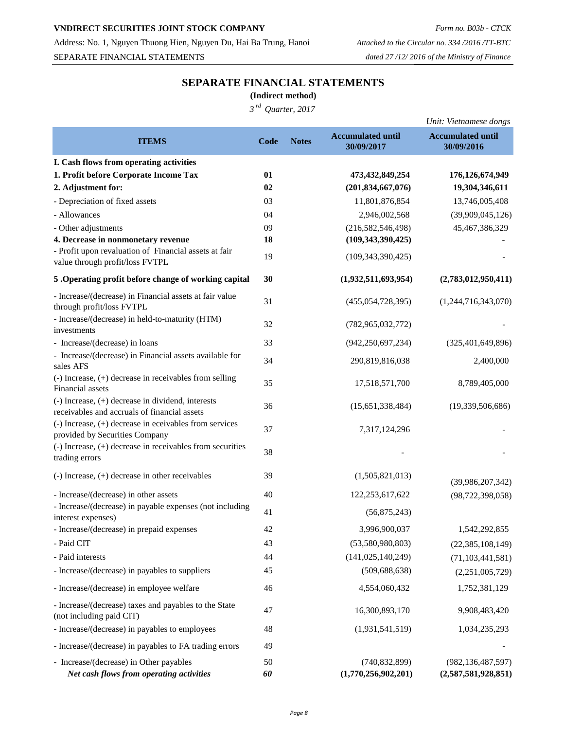**VNDIRECT SECURITIES JOINT STOCK COMPANY**

Address: No. 1, Nguyen Thuong Hien, Nguyen Du, Hai Ba Trung, Hanoi

SEPARATE FINANCIAL STATEMENTS

*Form no. B03b - CTCK*

*Attached to the Circular no. 334 /2016 /TT-BTC*

*dated 27 /12/ 2016 of the Ministry of Finance*

# SEPARATE FINANCIAL STATEMENTS

**(Indirect method)**

*3rd Quarter, 2017*

*Unit: Vietnamese dongs*

| ITEMS | Code | Notes | Accumulated until 30/09/2017 | Accumulated until 30/09/2016 |
|---|---|---|---|---|
| **I. Cash flows from operating activities** | | | | |
| **1. Profit before Corporate Income Tax** | **01** | | **473,432,849,254** | **176,126,674,949** |
| **2. Adjustment for:** | **02** | | **(201,834,667,076)** | **19,304,346,611** |
| - Depreciation of fixed assets | 03 | | 11,801,876,854 | 13,746,005,408 |
| - Allowances | 04 | | 2,946,002,568 | (39,909,045,126) |
| - Other adjustments | 09 | | (216,582,546,498) | 45,467,386,329 |
| **4. Decrease in nonmonetary revenue** | **18** | | **(109,343,390,425)** | **-** |
| - Profit upon revaluation of Financial assets at fair value through profit/loss FVTPL | 19 | | (109,343,390,425) | - |
| **5 .Operating profit before change of working capital** | **30** | | **(1,932,511,693,954)** | **(2,783,012,950,411)** |
| - Increase/(decrease) in Financial assets at fair value through profit/loss FVTPL | 31 | | (455,054,728,395) | (1,244,716,343,070) |
| - Increase/(decrease) in held-to-maturity (HTM) investments | 32 | | (782,965,032,772) | - |
| - Increase/(decrease) in loans | 33 | | (942,250,697,234) | (325,401,649,896) |
| - Increase/(decrease) in Financial assets available for sales AFS | 34 | | 290,819,816,038 | 2,400,000 |
| (-) Increase, (+) decrease in receivables from selling Financial assets | 35 | | 17,518,571,700 | 8,789,405,000 |
| (-) Increase, (+) decrease in dividend, interests receivables and accruals of financial assets | 36 | | (15,651,338,484) | (19,339,506,686) |
| (-) Increase, (+) decrease in eceivables from services provided by Securities Company | 37 | | 7,317,124,296 | - |
| (-) Increase, (+) decrease in receivables from securities trading errors | 38 | | - | - |
| (-) Increase, (+) decrease in other receivables | 39 | | (1,505,821,013) | (39,986,207,342) |
| - Increase/(decrease) in other assets | 40 | | 122,253,617,622 | (98,722,398,058) |
| - Increase/(decrease) in payable expenses (not including interest expenses) | 41 | | (56,875,243) | |
| - Increase/(decrease) in prepaid expenses | 42 | | 3,996,900,037 | 1,542,292,855 |
| - Paid CIT | 43 | | (53,580,980,803) | (22,385,108,149) |
| - Paid interests | 44 | | (141,025,140,249) | (71,103,441,581) |
| - Increase/(decrease) in payables to suppliers | 45 | | (509,688,638) | (2,251,005,729) |
| - Increase/(decrease) in employee welfare | 46 | | 4,554,060,432 | 1,752,381,129 |
| - Increase/(decrease) taxes and payables to the State (not including paid CIT) | 47 | | 16,300,893,170 | 9,908,483,420 |
| - Increase/(decrease) in payables to employees | 48 | | (1,931,541,519) | 1,034,235,293 |
| - Increase/(decrease) in payables to FA trading errors | 49 | | | - |
| - Increase/(decrease) in Other payables | 50 | | (740,832,899) | (982,136,487,597) |
| ***Net cash flows from operating activities*** | ***60*** | | **(1,770,256,902,201)** | **(2,587,581,928,851)** |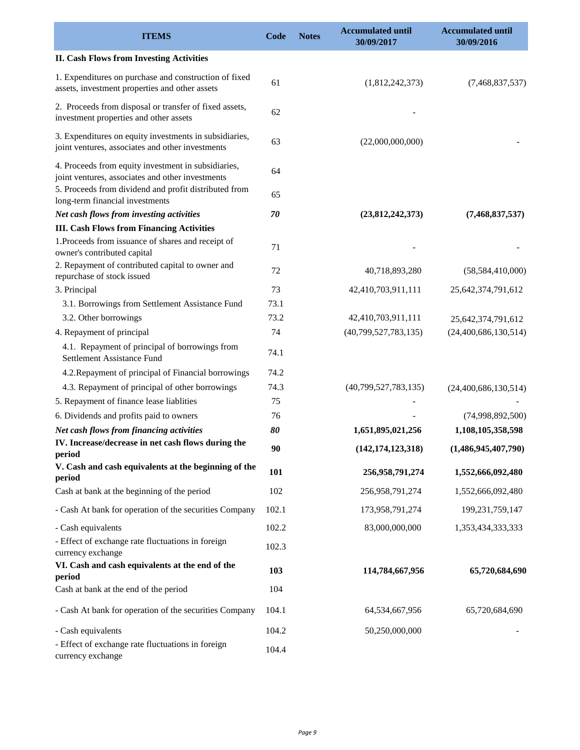| ITEMS | Code | Notes | Accumulated until 30/09/2017 | Accumulated until 30/09/2016 |
|---|---|---|---|---|
| **II. Cash Flows from Investing Activities** | | | | |
| 1. Expenditures on purchase and construction of fixed assets, investment properties and other assets | 61 | | (1,812,242,373) | (7,468,837,537) |
| 2. Proceeds from disposal or transfer of fixed assets, investment properties and other assets | 62 | | - | |
| 3. Expenditures on equity investments in subsidiaries, joint ventures, associates and other investments | 63 | | (22,000,000,000) | - |
| 4. Proceeds from equity investment in subsidiaries, joint ventures, associates and other investments | 64 | | | |
| 5. Proceeds from dividend and profit distributed from long-term financial investments | 65 | | | |
| ***Net cash flows from investing activities*** | ***70*** | | **(23,812,242,373)** | **(7,468,837,537)** |
| **III. Cash Flows from Financing Activities** | | | | |
| 1.Proceeds from issuance of shares and receipt of owner's contributed capital | 71 | | - | - |
| 2. Repayment of contributed capital to owner and repurchase of stock issued | 72 | | 40,718,893,280 | (58,584,410,000) |
| 3. Principal | 73 | | 42,410,703,911,111 | 25,642,374,791,612 |
| 3.1. Borrowings from Settlement Assistance Fund | 73.1 | | | |
| 3.2. Other borrowings | 73.2 | | 42,410,703,911,111 | 25,642,374,791,612 |
| 4. Repayment of principal | 74 | | (40,799,527,783,135) | (24,400,686,130,514) |
| 4.1. Repayment of principal of borrowings from Settlement Assistance Fund | 74.1 | | | |
| 4.2.Repayment of principal of Financial borrowings | 74.2 | | | |
| 4.3. Repayment of principal of other borrowings | 74.3 | | (40,799,527,783,135) | (24,400,686,130,514) |
| 5. Repayment of finance lease liablities | 75 | | - | - |
| 6. Dividends and profits paid to owners | 76 | | - | (74,998,892,500) |
| ***Net cash flows from financing activities*** | ***80*** | | **1,651,895,021,256** | **1,108,105,358,598** |
| **IV. Increase/decrease in net cash flows during the period** | **90** | | **(142,174,123,318)** | **(1,486,945,407,790)** |
| **V. Cash and cash equivalents at the beginning of the period** | **101** | | **256,958,791,274** | **1,552,666,092,480** |
| Cash at bank at the beginning of the period | 102 | | 256,958,791,274 | 1,552,666,092,480 |
| - Cash At bank for operation of the securities Company | 102.1 | | 173,958,791,274 | 199,231,759,147 |
| - Cash equivalents | 102.2 | | 83,000,000,000 | 1,353,434,333,333 |
| - Effect of exchange rate fluctuations in foreign currency exchange | 102.3 | | | |
| **VI. Cash and cash equivalents at the end of the period** | **103** | | **114,784,667,956** | **65,720,684,690** |
| Cash at bank at the end of the period | 104 | | | |
| - Cash At bank for operation of the securities Company | 104.1 | | 64,534,667,956 | 65,720,684,690 |
| - Cash equivalents | 104.2 | | 50,250,000,000 | - |
| - Effect of exchange rate fluctuations in foreign currency exchange | 104.4 | | | |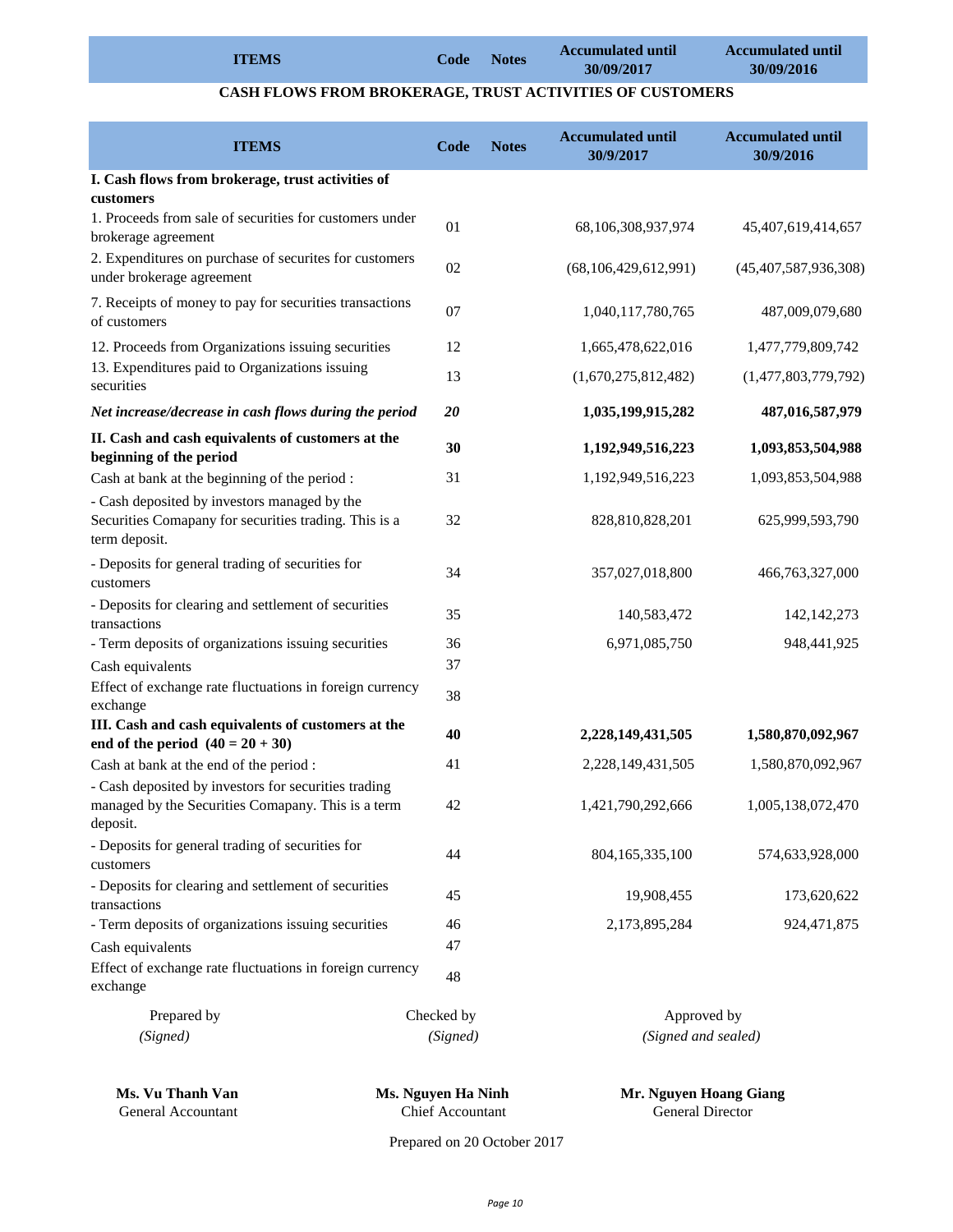| ITEMS | Code | Notes | Accumulated until 30/09/2017 | Accumulated until 30/09/2016 |
|---|---|---|---|---|

## CASH FLOWS FROM BROKERAGE, TRUST ACTIVITIES OF CUSTOMERS

| ITEMS | Code | Notes | Accumulated until 30/9/2017 | Accumulated until 30/9/2016 |
|---|---|---|---|---|
| **I. Cash flows from brokerage, trust activities of customers** | | | | |
| 1. Proceeds from sale of securities for customers under brokerage agreement | 01 | | 68,106,308,937,974 | 45,407,619,414,657 |
| 2. Expenditures on purchase of securites for customers under brokerage agreement | 02 | | (68,106,429,612,991) | (45,407,587,936,308) |
| 7. Receipts of money to pay for securities transactions of customers | 07 | | 1,040,117,780,765 | 487,009,079,680 |
| 12. Proceeds from Organizations issuing securities | 12 | | 1,665,478,622,016 | 1,477,779,809,742 |
| 13. Expenditures paid to Organizations issuing securities | 13 | | (1,670,275,812,482) | (1,477,803,779,792) |
| ***Net increase/decrease in cash flows during the period*** | ***20*** | | **1,035,199,915,282** | **487,016,587,979** |
| **II. Cash and cash equivalents of customers at the beginning of the period** | **30** | | **1,192,949,516,223** | **1,093,853,504,988** |
| Cash at bank at the beginning of the period : | 31 | | 1,192,949,516,223 | 1,093,853,504,988 |
| - Cash deposited by investors managed by the Securities Comapany for securities trading. This is a term deposit. | 32 | | 828,810,828,201 | 625,999,593,790 |
| - Deposits for general trading of securities for customers | 34 | | 357,027,018,800 | 466,763,327,000 |
| - Deposits for clearing and settlement of securities transactions | 35 | | 140,583,472 | 142,142,273 |
| - Term deposits of organizations issuing securities | 36 | | 6,971,085,750 | 948,441,925 |
| Cash equivalents | 37 | | | |
| Effect of exchange rate fluctuations in foreign currency exchange | 38 | | | |
| **III. Cash and cash equivalents of customers at the end of the period (40 = 20 + 30)** | **40** | | **2,228,149,431,505** | **1,580,870,092,967** |
| Cash at bank at the end of the period : | 41 | | 2,228,149,431,505 | 1,580,870,092,967 |
| - Cash deposited by investors for securities trading managed by the Securities Comapany. This is a term deposit. | 42 | | 1,421,790,292,666 | 1,005,138,072,470 |
| - Deposits for general trading of securities for customers | 44 | | 804,165,335,100 | 574,633,928,000 |
| - Deposits for clearing and settlement of securities transactions | 45 | | 19,908,455 | 173,620,622 |
| - Term deposits of organizations issuing securities | 46 | | 2,173,895,284 | 924,471,875 |
| Cash equivalents | 47 | | | |
| Effect of exchange rate fluctuations in foreign currency exchange | 48 | | | |

| Prepared by | Checked by | Approved by |
|---|---|---|
| *(Signed)* | *(Signed)* | *(Signed and sealed)* |
| **Ms. Vu Thanh Van** | **Ms. Nguyen Ha Ninh** | **Mr. Nguyen Hoang Giang** |
| General Accountant | Chief Accountant | General Director |

Prepared on 20 October 2017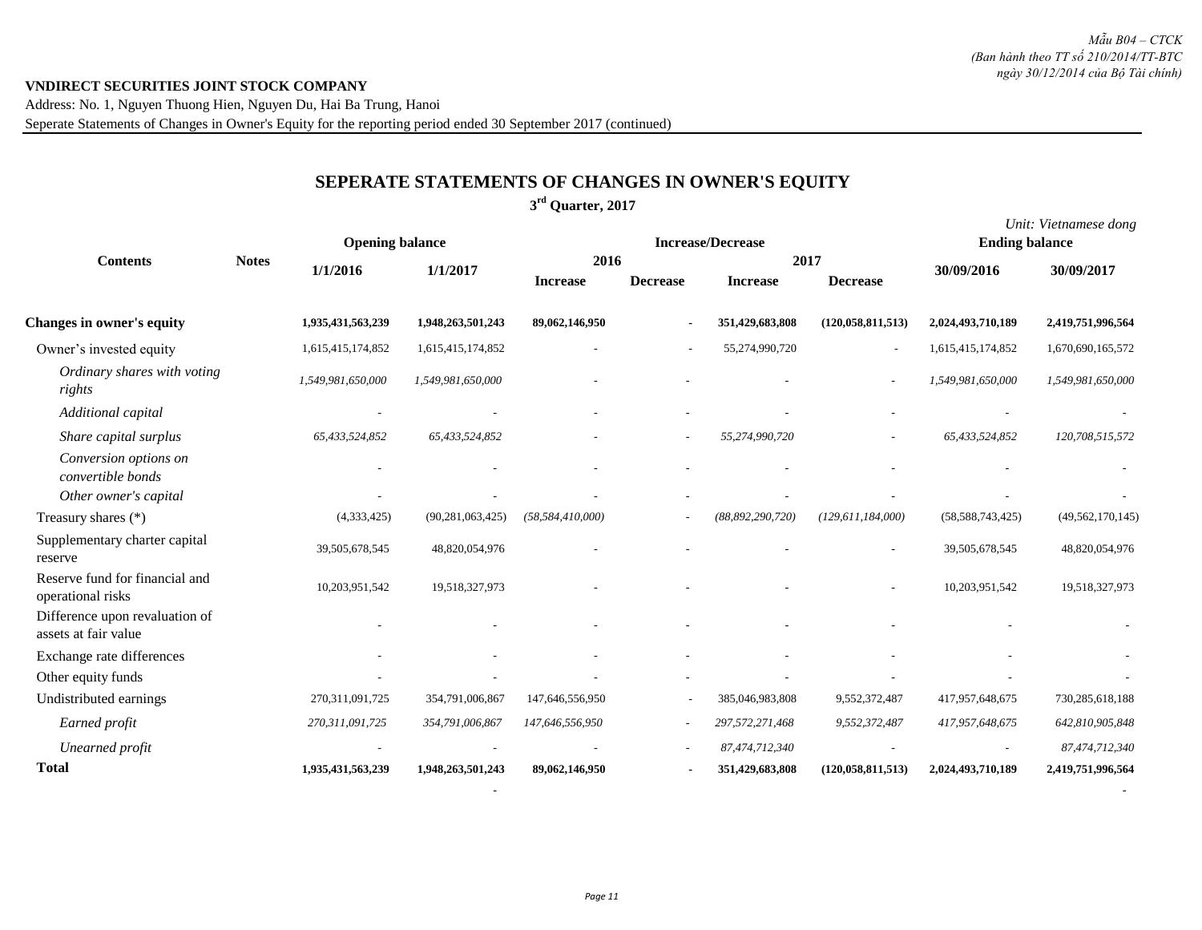*Mẫu B04 – CTCK*
*(Ban hành theo TT số 210/2014/TT-BTC ngày 30/12/2014 của Bộ Tài chính)*

**VNDIRECT SECURITIES JOINT STOCK COMPANY**

Address: No. 1, Nguyen Thuong Hien, Nguyen Du, Hai Ba Trung, Hanoi

Seperate Statements of Changes in Owner's Equity for the reporting period ended 30 September 2017 (continued)

## SEPERATE STATEMENTS OF CHANGES IN OWNER'S EQUITY

**3rd Quarter, 2017**

*Unit: Vietnamese dong*

| Contents | Notes | Opening balance | | Increase/Decrease | | | | Ending balance | |
|---|---|---|---|---|---|---|---|---|---|
| | | 1/1/2016 | 1/1/2017 | 2016 | | 2017 | | 30/09/2016 | 30/09/2017 |
| | | | | Increase | Decrease | Increase | Decrease | | |
| **Changes in owner's equity** | | **1,935,431,563,239** | **1,948,263,501,243** | **89,062,146,950** | **-** | **351,429,683,808** | **(120,058,811,513)** | **2,024,493,710,189** | **2,419,751,996,564** |
| Owner's invested equity | | 1,615,415,174,852 | 1,615,415,174,852 | - | - | 55,274,990,720 | - | 1,615,415,174,852 | 1,670,690,165,572 |
| *Ordinary shares with voting rights* | | *1,549,981,650,000* | *1,549,981,650,000* | - | - | - | - | *1,549,981,650,000* | *1,549,981,650,000* |
| *Additional capital* | | - | - | - | - | - | - | - | - |
| *Share capital surplus* | | *65,433,524,852* | *65,433,524,852* | - | - | *55,274,990,720* | - | *65,433,524,852* | *120,708,515,572* |
| *Conversion options on convertible bonds* | | - | - | - | - | - | - | - | - |
| *Other owner's capital* | | - | - | - | - | - | - | - | - |
| Treasury shares (*) | | (4,333,425) | (90,281,063,425) | *(58,584,410,000)* | - | *(88,892,290,720)* | *(129,611,184,000)* | (58,588,743,425) | (49,562,170,145) |
| Supplementary charter capital reserve | | 39,505,678,545 | 48,820,054,976 | - | - | - | - | 39,505,678,545 | 48,820,054,976 |
| Reserve fund for financial and operational risks | | 10,203,951,542 | 19,518,327,973 | - | - | - | - | 10,203,951,542 | 19,518,327,973 |
| Difference upon revaluation of assets at fair value | | - | - | - | - | - | - | - | - |
| Exchange rate differences | | - | - | - | - | - | - | - | - |
| Other equity funds | | - | - | - | - | - | - | - | - |
| Undistributed earnings | | 270,311,091,725 | 354,791,006,867 | 147,646,556,950 | - | 385,046,983,808 | 9,552,372,487 | 417,957,648,675 | 730,285,618,188 |
| *Earned profit* | | *270,311,091,725* | *354,791,006,867* | *147,646,556,950* | - | *297,572,271,468* | *9,552,372,487* | *417,957,648,675* | *642,810,905,848* |
| *Unearned profit* | | - | - | - | - | *87,474,712,340* | - | - | *87,474,712,340* |
| **Total** | | **1,935,431,563,239** | **1,948,263,501,243** | **89,062,146,950** | **-** | **351,429,683,808** | **(120,058,811,513)** | **2,024,493,710,189** | **2,419,751,996,564** |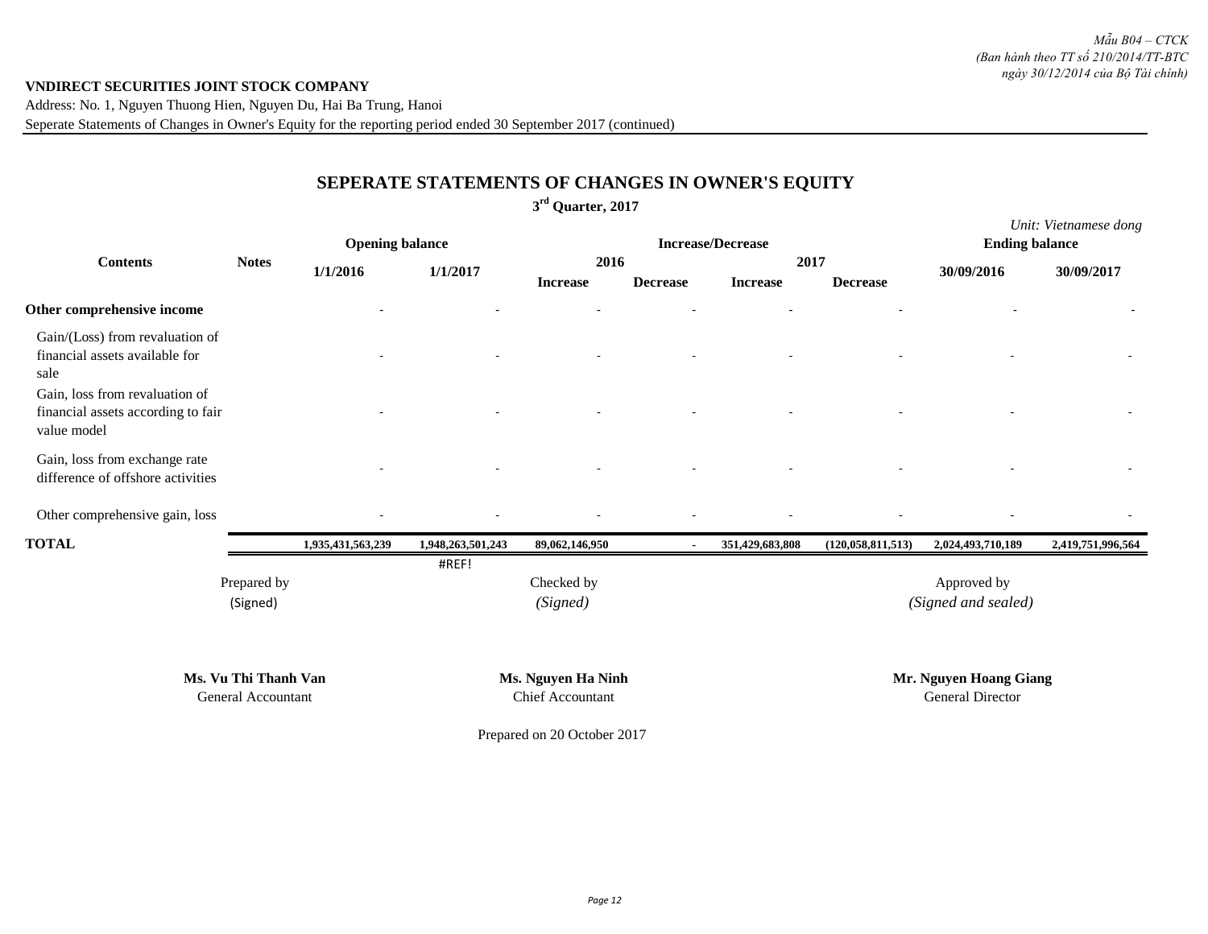*Mẫu B04 – CTCK*
*(Ban hành theo TT số 210/2014/TT-BTC ngày 30/12/2014 của Bộ Tài chính)*

**VNDIRECT SECURITIES JOINT STOCK COMPANY**

Address: No. 1, Nguyen Thuong Hien, Nguyen Du, Hai Ba Trung, Hanoi

Seperate Statements of Changes in Owner's Equity for the reporting period ended 30 September 2017 (continued)

## SEPERATE STATEMENTS OF CHANGES IN OWNER'S EQUITY

**3rd Quarter, 2017**

*Unit: Vietnamese dong*

| Contents | Notes | Opening balance | | Increase/Decrease | | | | Ending balance | |
|---|---|---|---|---|---|---|---|---|---|
| | | 1/1/2016 | 1/1/2017 | 2016 | | 2017 | | 30/09/2016 | 30/09/2017 |
| | | | | Increase | Decrease | Increase | Decrease | | |
| **Other comprehensive income** | | - | - | - | - | - | - | - | - |
| Gain/(Loss) from revaluation of financial assets available for sale | | - | - | - | - | - | - | - | - |
| Gain, loss from revaluation of financial assets according to fair value model | | - | - | - | - | - | - | - | - |
| Gain, loss from exchange rate difference of offshore activities | | - | - | - | - | - | - | - | - |
| Other comprehensive gain, loss | | - | - | - | - | - | - | - | - |
| **TOTAL** | | **1,935,431,563,239** | **1,948,263,501,243** | **89,062,146,950** | **-** | **351,429,683,808** | **(120,058,811,513)** | **2,024,493,710,189** | **2,419,751,996,564** |
| | | | #REF! | | | | | | |

| Prepared by | Checked by | Approved by |
|---|---|---|
| (Signed) | *(Signed)* | *(Signed and sealed)* |
| **Ms. Vu Thi Thanh Van** | **Ms. Nguyen Ha Ninh** | **Mr. Nguyen Hoang Giang** |
| General Accountant | Chief Accountant | General Director |

Prepared on 20 October 2017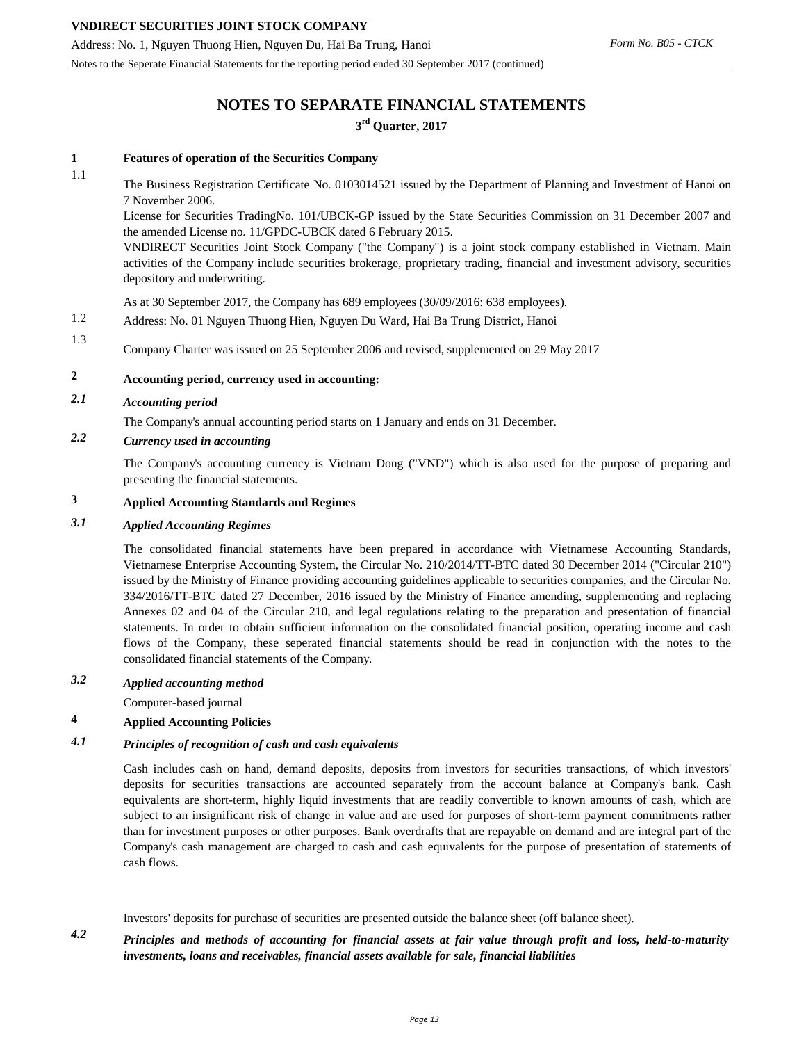# NOTES TO SEPARATE FINANCIAL STATEMENTS

**3rd Quarter, 2017**

## 1 Features of operation of the Securities Company

1.1 The Business Registration Certificate No. 0103014521 issued by the Department of Planning and Investment of Hanoi on 7 November 2006.

License for Securities TradingNo. 101/UBCK-GP issued by the State Securities Commission on 31 December 2007 and the amended License no. 11/GPDC-UBCK dated 6 February 2015.

VNDIRECT Securities Joint Stock Company ("the Company") is a joint stock company established in Vietnam. Main activities of the Company include securities brokerage, proprietary trading, financial and investment advisory, securities depository and underwriting.

As at 30 September 2017, the Company has 689 employees (30/09/2016: 638 employees).

1.2 Address: No. 01 Nguyen Thuong Hien, Nguyen Du Ward, Hai Ba Trung District, Hanoi

1.3 Company Charter was issued on 25 September 2006 and revised, supplemented on 29 May 2017

## 2 Accounting period, currency used in accounting:

### *2.1 Accounting period*

The Company's annual accounting period starts on 1 January and ends on 31 December.

### *2.2 Currency used in accounting*

The Company's accounting currency is Vietnam Dong ("VND") which is also used for the purpose of preparing and presenting the financial statements.

## 3 Applied Accounting Standards and Regimes

### *3.1 Applied Accounting Regimes*

The consolidated financial statements have been prepared in accordance with Vietnamese Accounting Standards, Vietnamese Enterprise Accounting System, the Circular No. 210/2014/TT-BTC dated 30 December 2014 ("Circular 210") issued by the Ministry of Finance providing accounting guidelines applicable to securities companies, and the Circular No. 334/2016/TT-BTC dated 27 December, 2016 issued by the Ministry of Finance amending, supplementing and replacing Annexes 02 and 04 of the Circular 210, and legal regulations relating to the preparation and presentation of financial statements. In order to obtain sufficient information on the consolidated financial position, operating income and cash flows of the Company, these seperated financial statements should be read in conjunction with the notes to the consolidated financial statements of the Company.

### *3.2 Applied accounting method*

Computer-based journal

## 4 Applied Accounting Policies

### *4.1 Principles of recognition of cash and cash equivalents*

Cash includes cash on hand, demand deposits, deposits from investors for securities transactions, of which investors' deposits for securities transactions are accounted separately from the account balance at Company's bank. Cash equivalents are short-term, highly liquid investments that are readily convertible to known amounts of cash, which are subject to an insignificant risk of change in value and are used for purposes of short-term payment commitments rather than for investment purposes or other purposes. Bank overdrafts that are repayable on demand and are integral part of the Company's cash management are charged to cash and cash equivalents for the purpose of presentation of statements of cash flows.

Investors' deposits for purchase of securities are presented outside the balance sheet (off balance sheet).

### *4.2 Principles and methods of accounting for financial assets at fair value through profit and loss, held-to-maturity investments, loans and receivables, financial assets available for sale, financial liabilities*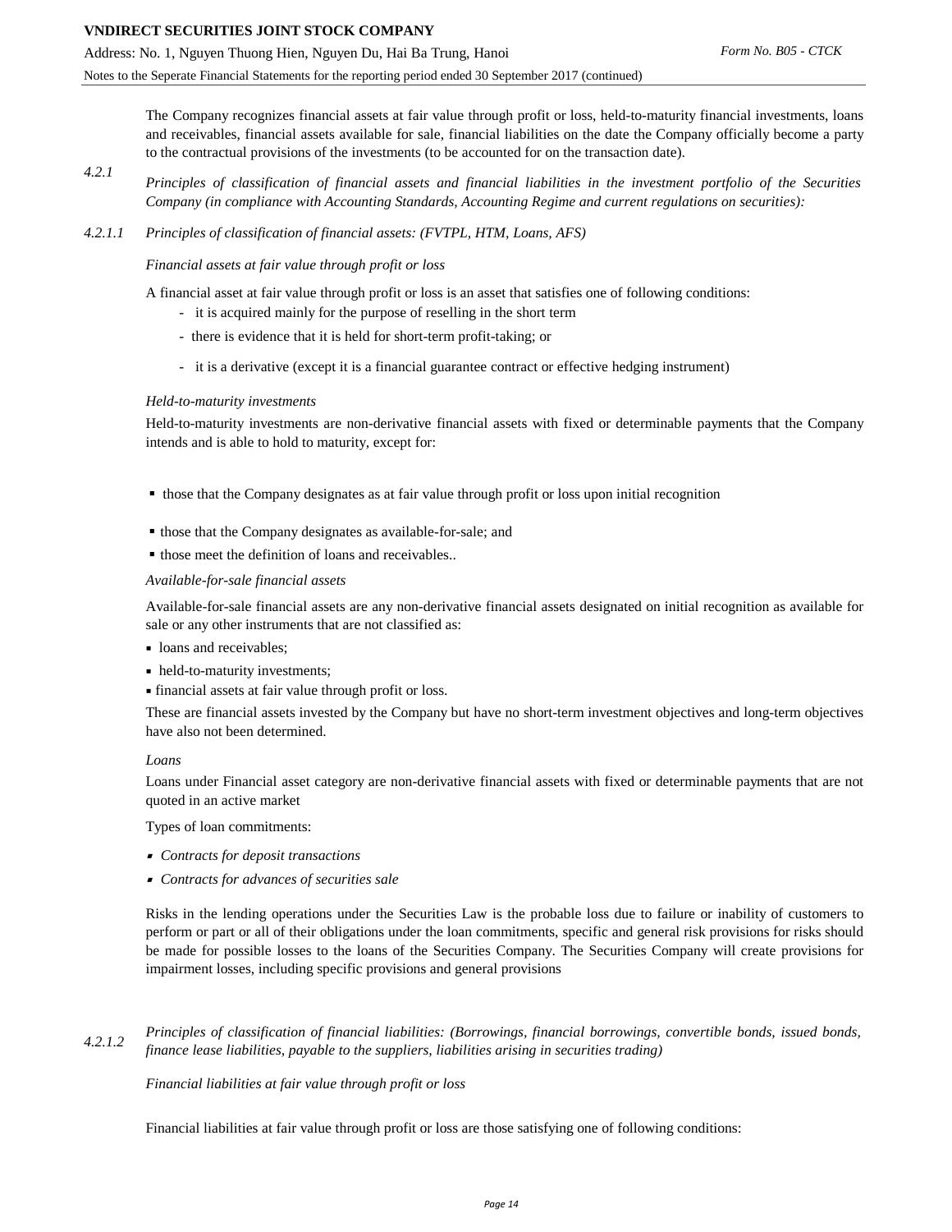The Company recognizes financial assets at fair value through profit or loss, held-to-maturity financial investments, loans and receivables, financial assets available for sale, financial liabilities on the date the Company officially become a party to the contractual provisions of the investments (to be accounted for on the transaction date).

*4.2.1 Principles of classification of financial assets and financial liabilities in the investment portfolio of the Securities Company (in compliance with Accounting Standards, Accounting Regime and current regulations on securities):*

*4.2.1.1 Principles of classification of financial assets: (FVTPL, HTM, Loans, AFS)*

*Financial assets at fair value through profit or loss*

A financial asset at fair value through profit or loss is an asset that satisfies one of following conditions:

- it is acquired mainly for the purpose of reselling in the short term
- there is evidence that it is held for short-term profit-taking; or
- it is a derivative (except it is a financial guarantee contract or effective hedging instrument)

*Held-to-maturity investments*

Held-to-maturity investments are non-derivative financial assets with fixed or determinable payments that the Company intends and is able to hold to maturity, except for:

- those that the Company designates as at fair value through profit or loss upon initial recognition
- those that the Company designates as available-for-sale; and
- those meet the definition of loans and receivables..

*Available-for-sale financial assets*

Available-for-sale financial assets are any non-derivative financial assets designated on initial recognition as available for sale or any other instruments that are not classified as:

- loans and receivables;
- held-to-maturity investments;
- financial assets at fair value through profit or loss.

These are financial assets invested by the Company but have no short-term investment objectives and long-term objectives have also not been determined.

*Loans*

Loans under Financial asset category are non-derivative financial assets with fixed or determinable payments that are not quoted in an active market

Types of loan commitments:

- *Contracts for deposit transactions*
- *Contracts for advances of securities sale*

Risks in the lending operations under the Securities Law is the probable loss due to failure or inability of customers to perform or part or all of their obligations under the loan commitments, specific and general risk provisions for risks should be made for possible losses to the loans of the Securities Company. The Securities Company will create provisions for impairment losses, including specific provisions and general provisions

*4.2.1.2 Principles of classification of financial liabilities: (Borrowings, financial borrowings, convertible bonds, issued bonds, finance lease liabilities, payable to the suppliers, liabilities arising in securities trading)*

*Financial liabilities at fair value through profit or loss*

Financial liabilities at fair value through profit or loss are those satisfying one of following conditions: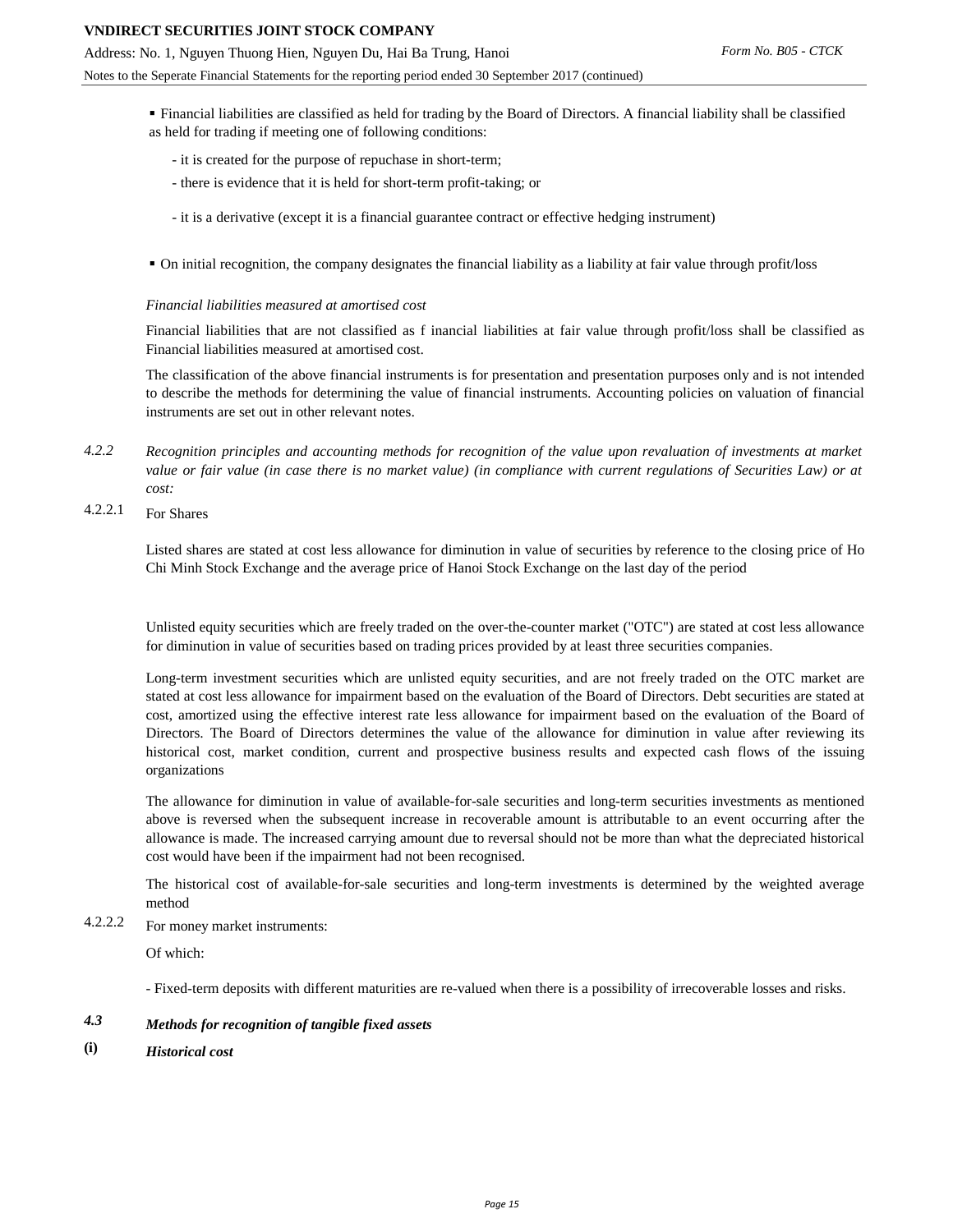- Financial liabilities are classified as held for trading by the Board of Directors. A financial liability shall be classified as held for trading if meeting one of following conditions:
  - it is created for the purpose of repuchase in short-term;
  - there is evidence that it is held for short-term profit-taking; or
  - it is a derivative (except it is a financial guarantee contract or effective hedging instrument)
- On initial recognition, the company designates the financial liability as a liability at fair value through profit/loss

*Financial liabilities measured at amortised cost*

Financial liabilities that are not classified as f inancial liabilities at fair value through profit/loss shall be classified as Financial liabilities measured at amortised cost.

The classification of the above financial instruments is for presentation and presentation purposes only and is not intended to describe the methods for determining the value of financial instruments. Accounting policies on valuation of financial instruments are set out in other relevant notes.

*4.2.2 Recognition principles and accounting methods for recognition of the value upon revaluation of investments at market value or fair value (in case there is no market value) (in compliance with current regulations of Securities Law) or at cost:*

4.2.2.1 For Shares

Listed shares are stated at cost less allowance for diminution in value of securities by reference to the closing price of Ho Chi Minh Stock Exchange and the average price of Hanoi Stock Exchange on the last day of the period

Unlisted equity securities which are freely traded on the over-the-counter market ("OTC") are stated at cost less allowance for diminution in value of securities based on trading prices provided by at least three securities companies.

Long-term investment securities which are unlisted equity securities, and are not freely traded on the OTC market are stated at cost less allowance for impairment based on the evaluation of the Board of Directors. Debt securities are stated at cost, amortized using the effective interest rate less allowance for impairment based on the evaluation of the Board of Directors. The Board of Directors determines the value of the allowance for diminution in value after reviewing its historical cost, market condition, current and prospective business results and expected cash flows of the issuing organizations

The allowance for diminution in value of available-for-sale securities and long-term securities investments as mentioned above is reversed when the subsequent increase in recoverable amount is attributable to an event occurring after the allowance is made. The increased carrying amount due to reversal should not be more than what the depreciated historical cost would have been if the impairment had not been recognised.

The historical cost of available-for-sale securities and long-term investments is determined by the weighted average method

4.2.2.2 For money market instruments:

Of which:

- Fixed-term deposits with different maturities are re-valued when there is a possibility of irrecoverable losses and risks.

### *4.3 Methods for recognition of tangible fixed assets*

#### *(i) Historical cost*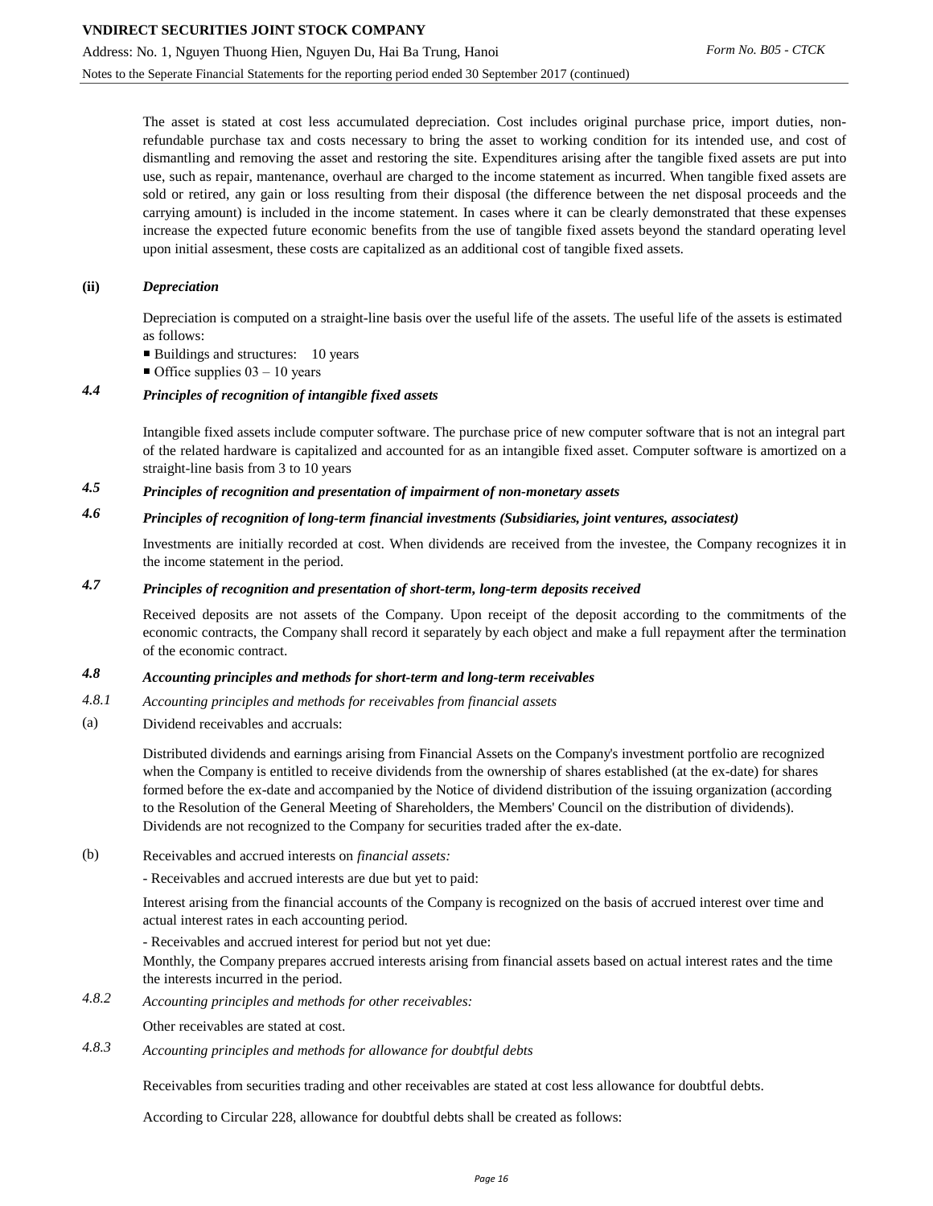The asset is stated at cost less accumulated depreciation. Cost includes original purchase price, import duties, non-refundable purchase tax and costs necessary to bring the asset to working condition for its intended use, and cost of dismantling and removing the asset and restoring the site. Expenditures arising after the tangible fixed assets are put into use, such as repair, mantenance, overhaul are charged to the income statement as incurred. When tangible fixed assets are sold or retired, any gain or loss resulting from their disposal (the difference between the net disposal proceeds and the carrying amount) is included in the income statement. In cases where it can be clearly demonstrated that these expenses increase the expected future economic benefits from the use of tangible fixed assets beyond the standard operating level upon initial assesment, these costs are capitalized as an additional cost of tangible fixed assets.

**(ii)** ***Depreciation***

Depreciation is computed on a straight-line basis over the useful life of the assets. The useful life of the assets is estimated as follows:

- Buildings and structures: 10 years
- Office supplies 03 – 10 years

### *4.4 Principles of recognition of intangible fixed assets*

Intangible fixed assets include computer software. The purchase price of new computer software that is not an integral part of the related hardware is capitalized and accounted for as an intangible fixed asset. Computer software is amortized on a straight-line basis from 3 to 10 years

### *4.5 Principles of recognition and presentation of impairment of non-monetary assets*

### *4.6 Principles of recognition of long-term financial investments (Subsidiaries, joint ventures, associatest)*

Investments are initially recorded at cost. When dividends are received from the investee, the Company recognizes it in the income statement in the period.

### *4.7 Principles of recognition and presentation of short-term, long-term deposits received*

Received deposits are not assets of the Company. Upon receipt of the deposit according to the commitments of the economic contracts, the Company shall record it separately by each object and make a full repayment after the termination of the economic contract.

### *4.8 Accounting principles and methods for short-term and long-term receivables*

*4.8.1 Accounting principles and methods for receivables from financial assets*

(a) Dividend receivables and accruals:

Distributed dividends and earnings arising from Financial Assets on the Company's investment portfolio are recognized when the Company is entitled to receive dividends from the ownership of shares established (at the ex-date) for shares formed before the ex-date and accompanied by the Notice of dividend distribution of the issuing organization (according to the Resolution of the General Meeting of Shareholders, the Members' Council on the distribution of dividends). Dividends are not recognized to the Company for securities traded after the ex-date.

(b) Receivables and accrued interests on *financial assets:*

- Receivables and accrued interests are due but yet to paid:

Interest arising from the financial accounts of the Company is recognized on the basis of accrued interest over time and actual interest rates in each accounting period.

- Receivables and accrued interest for period but not yet due:

Monthly, the Company prepares accrued interests arising from financial assets based on actual interest rates and the time the interests incurred in the period.

*4.8.2 Accounting principles and methods for other receivables:*

Other receivables are stated at cost.

*4.8.3 Accounting principles and methods for allowance for doubtful debts*

Receivables from securities trading and other receivables are stated at cost less allowance for doubtful debts.

According to Circular 228, allowance for doubtful debts shall be created as follows: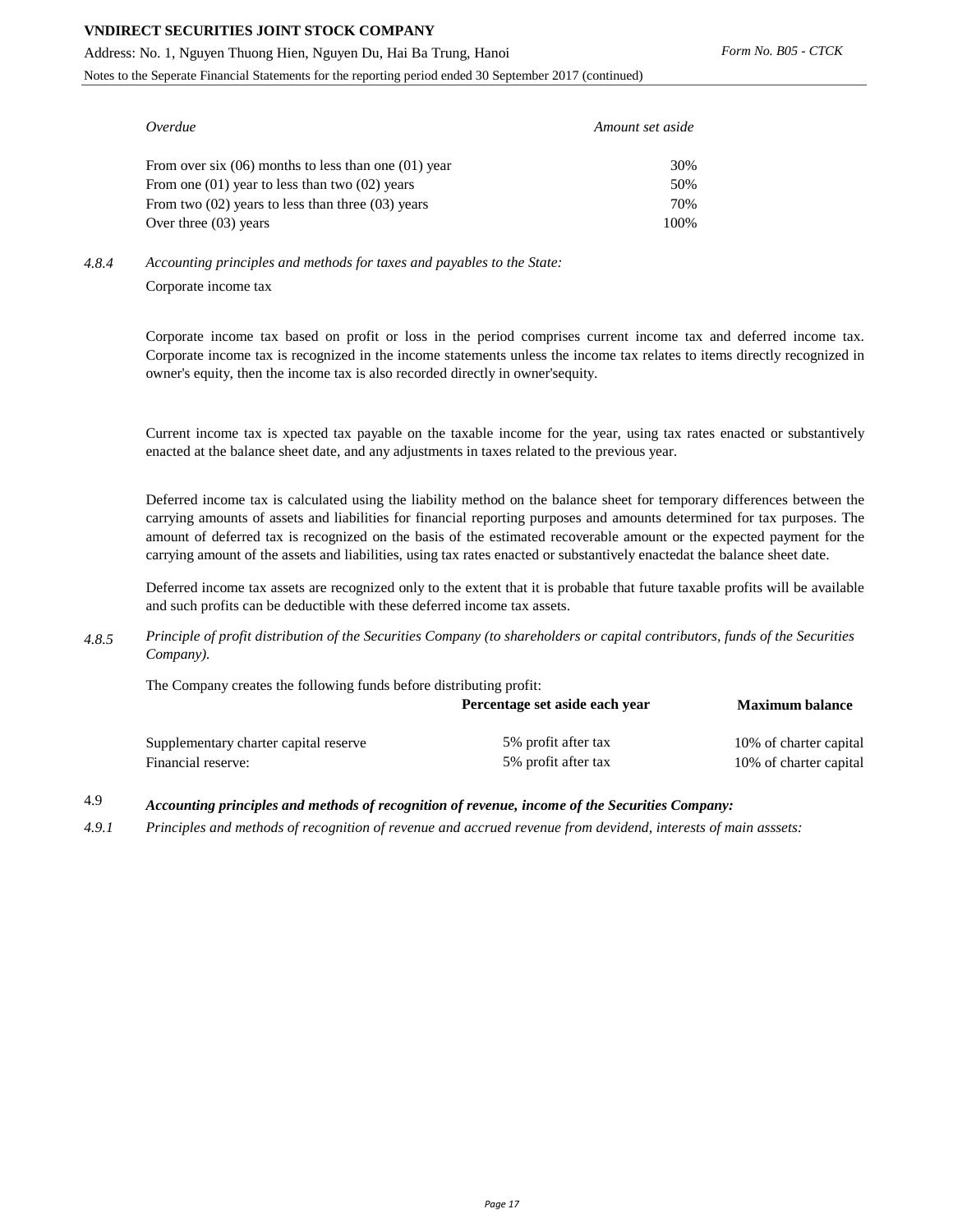| *Overdue* | *Amount set aside* |
|---|---|
| From over six (06) months to less than one (01) year | 30% |
| From one (01) year to less than two (02) years | 50% |
| From two (02) years to less than three (03) years | 70% |
| Over three (03) years | 100% |

*4.8.4 Accounting principles and methods for taxes and payables to the State:*

Corporate income tax

Corporate income tax based on profit or loss in the period comprises current income tax and deferred income tax. Corporate income tax is recognized in the income statements unless the income tax relates to items directly recognized in owner's equity, then the income tax is also recorded directly in owner'sequity.

Current income tax is xpected tax payable on the taxable income for the year, using tax rates enacted or substantively enacted at the balance sheet date, and any adjustments in taxes related to the previous year.

Deferred income tax is calculated using the liability method on the balance sheet for temporary differences between the carrying amounts of assets and liabilities for financial reporting purposes and amounts determined for tax purposes. The amount of deferred tax is recognized on the basis of the estimated recoverable amount or the expected payment for the carrying amount of the assets and liabilities, using tax rates enacted or substantively enactedat the balance sheet date.

Deferred income tax assets are recognized only to the extent that it is probable that future taxable profits will be available and such profits can be deductible with these deferred income tax assets.

*4.8.5 Principle of profit distribution of the Securities Company (to shareholders or capital contributors, funds of the Securities Company).*

The Company creates the following funds before distributing profit:

| | **Percentage set aside each year** | **Maximum balance** |
|---|---|---|
| Supplementary charter capital reserve | 5% profit after tax | 10% of charter capital |
| Financial reserve: | 5% profit after tax | 10% of charter capital |

4.9 ***Accounting principles and methods of recognition of revenue, income of the Securities Company:***

*4.9.1 Principles and methods of recognition of revenue and accrued revenue from devidend, interests of main asssets:*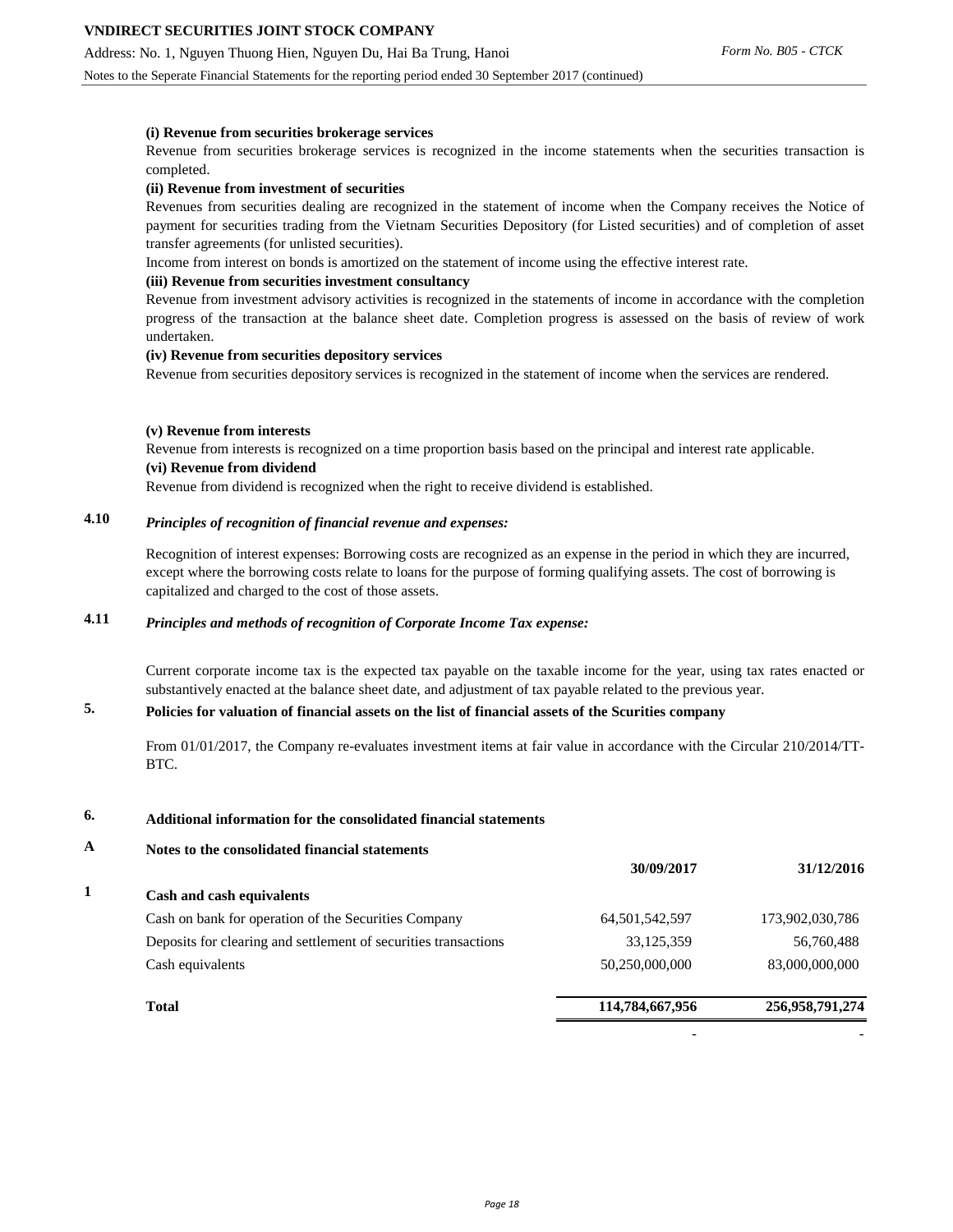**(i) Revenue from securities brokerage services**

Revenue from securities brokerage services is recognized in the income statements when the securities transaction is completed.

**(ii) Revenue from investment of securities**

Revenues from securities dealing are recognized in the statement of income when the Company receives the Notice of payment for securities trading from the Vietnam Securities Depository (for Listed securities) and of completion of asset transfer agreements (for unlisted securities).

Income from interest on bonds is amortized on the statement of income using the effective interest rate.

**(iii) Revenue from securities investment consultancy**

Revenue from investment advisory activities is recognized in the statements of income in accordance with the completion progress of the transaction at the balance sheet date. Completion progress is assessed on the basis of review of work undertaken.

**(iv) Revenue from securities depository services**

Revenue from securities depository services is recognized in the statement of income when the services are rendered.

**(v) Revenue from interests**

Revenue from interests is recognized on a time proportion basis based on the principal and interest rate applicable.

**(vi) Revenue from dividend**

Revenue from dividend is recognized when the right to receive dividend is established.

### 4.10 *Principles of recognition of financial revenue and expenses:*

Recognition of interest expenses: Borrowing costs are recognized as an expense in the period in which they are incurred, except where the borrowing costs relate to loans for the purpose of forming qualifying assets. The cost of borrowing is capitalized and charged to the cost of those assets.

### 4.11 *Principles and methods of recognition of Corporate Income Tax expense:*

Current corporate income tax is the expected tax payable on the taxable income for the year, using tax rates enacted or substantively enacted at the balance sheet date, and adjustment of tax payable related to the previous year.

## 5. Policies for valuation of financial assets on the list of financial assets of the Scurities company

From 01/01/2017, the Company re-evaluates investment items at fair value in accordance with the Circular 210/2014/TT-BTC.

## 6. Additional information for the consolidated financial statements

## A Notes to the consolidated financial statements

| | | 30/09/2017 | 31/12/2016 |
|---|---|---|---|
| **1** | **Cash and cash equivalents** | | |
| | Cash on bank for operation of the Securities Company | 64,501,542,597 | 173,902,030,786 |
| | Deposits for clearing and settlement of securities transactions | 33,125,359 | 56,760,488 |
| | Cash equivalents | 50,250,000,000 | 83,000,000,000 |
| | **Total** | **114,784,667,956** | **256,958,791,274** |
| | | - | - |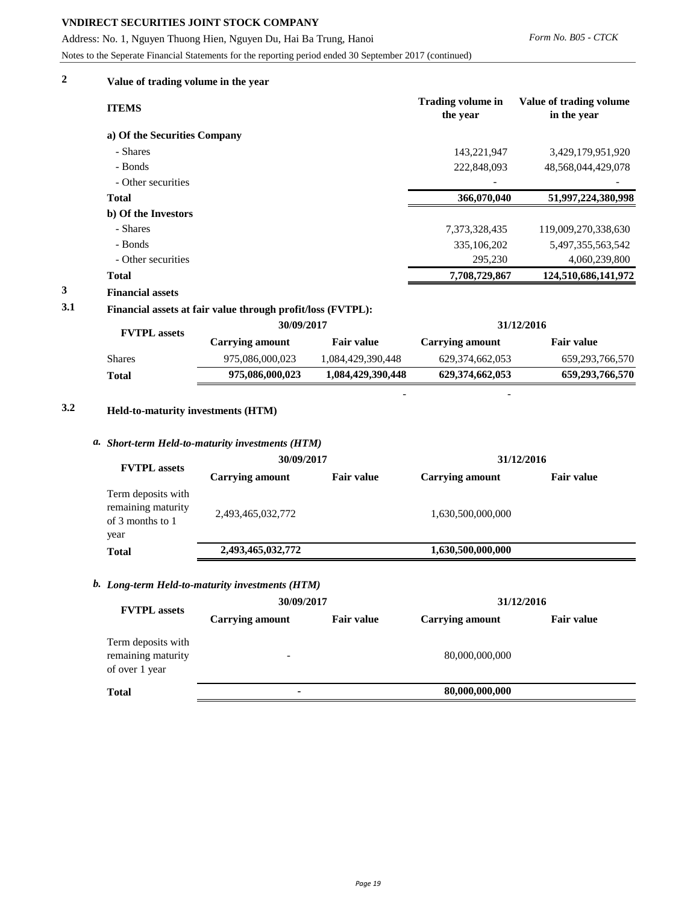## 2 Value of trading volume in the year

| ITEMS | Trading volume in the year | Value of trading volume in the year |
|---|---|---|
| **a) Of the Securities Company** | | |
| - Shares | 143,221,947 | 3,429,179,951,920 |
| - Bonds | 222,848,093 | 48,568,044,429,078 |
| - Other securities | - | - |
| **Total** | **366,070,040** | **51,997,224,380,998** |
| **b) Of the Investors** | | |
| - Shares | 7,373,328,435 | 119,009,270,338,630 |
| - Bonds | 335,106,202 | 5,497,355,563,542 |
| - Other securities | 295,230 | 4,060,239,800 |
| **Total** | **7,708,729,867** | **124,510,686,141,972** |

## 3 Financial assets

### 3.1 Financial assets at fair value through profit/loss (FVTPL):

| FVTPL assets | 30/09/2017 | | 31/12/2016 | |
|---|---|---|---|---|
| | Carrying amount | Fair value | Carrying amount | Fair value |
| Shares | 975,086,000,023 | 1,084,429,390,448 | 629,374,662,053 | 659,293,766,570 |
| **Total** | **975,086,000,023** | **1,084,429,390,448** | **629,374,662,053** | **659,293,766,570** |
| | | - | - | |

### 3.2 Held-to-maturity investments (HTM)

*a. Short-term Held-to-maturity investments (HTM)*

| FVTPL assets | 30/09/2017 | | 31/12/2016 | |
|---|---|---|---|---|
| | Carrying amount | Fair value | Carrying amount | Fair value |
| Term deposits with remaining maturity of 3 months to 1 year | 2,493,465,032,772 | | 1,630,500,000,000 | |
| **Total** | **2,493,465,032,772** | | **1,630,500,000,000** | |

*b. Long-term Held-to-maturity investments (HTM)*

| FVTPL assets | 30/09/2017 | | 31/12/2016 | |
|---|---|---|---|---|
| | Carrying amount | Fair value | Carrying amount | Fair value |
| Term deposits with remaining maturity of over 1 year | - | | 80,000,000,000 | |
| **Total** | **-** | | **80,000,000,000** | |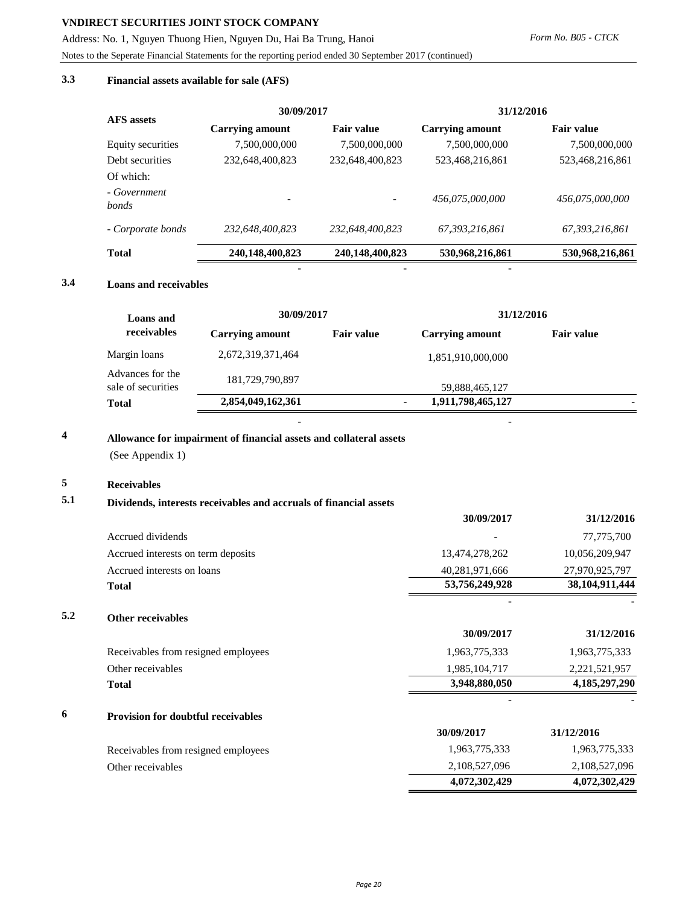### 3.3 Financial assets available for sale (AFS)

| AFS assets | 30/09/2017 | | 31/12/2016 | |
|---|---|---|---|---|
| | Carrying amount | Fair value | Carrying amount | Fair value |
| Equity securities | 7,500,000,000 | 7,500,000,000 | 7,500,000,000 | 7,500,000,000 |
| Debt securities | 232,648,400,823 | 232,648,400,823 | 523,468,216,861 | 523,468,216,861 |
| Of which: | | | | |
| *- Government bonds* | - | - | *456,075,000,000* | *456,075,000,000* |
| *- Corporate bonds* | *232,648,400,823* | *232,648,400,823* | *67,393,216,861* | *67,393,216,861* |
| **Total** | **240,148,400,823** | **240,148,400,823** | **530,968,216,861** | **530,968,216,861** |
| | - | - | - | |

### 3.4 Loans and receivables

| Loans and receivables | 30/09/2017 | | 31/12/2016 | |
|---|---|---|---|---|
| | Carrying amount | Fair value | Carrying amount | Fair value |
| Margin loans | 2,672,319,371,464 | | 1,851,910,000,000 | |
| Advances for the sale of securities | 181,729,790,897 | | 59,888,465,127 | |
| **Total** | **2,854,049,162,361** | - | **1,911,798,465,127** | - |
| | - | | - | |

## 4 Allowance for impairment of financial assets and collateral assets

(See Appendix 1)

## 5 Receivables

### 5.1 Dividends, interests receivables and accruals of financial assets

| | 30/09/2017 | 31/12/2016 |
|---|---|---|
| Accrued dividends | - | 77,775,700 |
| Accrued interests on term deposits | 13,474,278,262 | 10,056,209,947 |
| Accrued interests on loans | 40,281,971,666 | 27,970,925,797 |
| **Total** | **53,756,249,928** | **38,104,911,444** |
| | - | - |

### 5.2 Other receivables

| | 30/09/2017 | 31/12/2016 |
|---|---|---|
| Receivables from resigned employees | 1,963,775,333 | 1,963,775,333 |
| Other receivables | 1,985,104,717 | 2,221,521,957 |
| **Total** | **3,948,880,050** | **4,185,297,290** |
| | - | - |

## 6 Provision for doubtful receivables

| | 30/09/2017 | 31/12/2016 |
|---|---|---|
| Receivables from resigned employees | 1,963,775,333 | 1,963,775,333 |
| Other receivables | 2,108,527,096 | 2,108,527,096 |
| | **4,072,302,429** | **4,072,302,429** |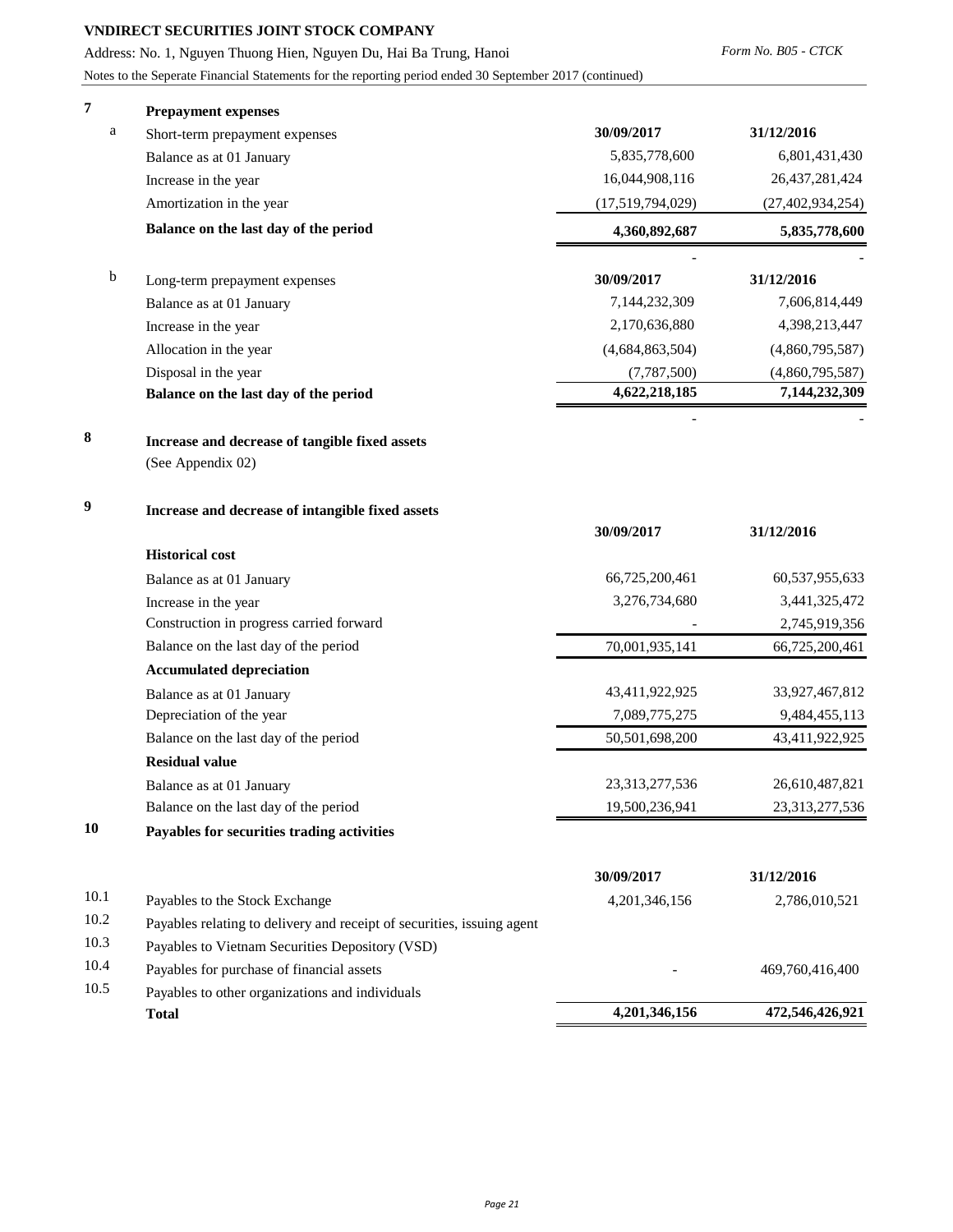## 7 Prepayment expenses

a. Short-term prepayment expenses

| | 30/09/2017 | 31/12/2016 |
|---|---|---|
| Balance as at 01 January | 5,835,778,600 | 6,801,431,430 |
| Increase in the year | 16,044,908,116 | 26,437,281,424 |
| Amortization in the year | (17,519,794,029) | (27,402,934,254) |
| **Balance on the last day of the period** | **4,360,892,687** | **5,835,778,600** |
| | - | - |

b. Long-term prepayment expenses

| | 30/09/2017 | 31/12/2016 |
|---|---|---|
| Balance as at 01 January | 7,144,232,309 | 7,606,814,449 |
| Increase in the year | 2,170,636,880 | 4,398,213,447 |
| Allocation in the year | (4,684,863,504) | (4,860,795,587) |
| Disposal in the year | (7,787,500) | (4,860,795,587) |
| **Balance on the last day of the period** | **4,622,218,185** | **7,144,232,309** |
| | - | - |

## 8 Increase and decrease of tangible fixed assets

(See Appendix 02)

## 9 Increase and decrease of intangible fixed assets

| | 30/09/2017 | 31/12/2016 |
|---|---|---|
| **Historical cost** | | |
| Balance as at 01 January | 66,725,200,461 | 60,537,955,633 |
| Increase in the year | 3,276,734,680 | 3,441,325,472 |
| Construction in progress carried forward | - | 2,745,919,356 |
| Balance on the last day of the period | 70,001,935,141 | 66,725,200,461 |
| **Accumulated depreciation** | | |
| Balance as at 01 January | 43,411,922,925 | 33,927,467,812 |
| Depreciation of the year | 7,089,775,275 | 9,484,455,113 |
| Balance on the last day of the period | 50,501,698,200 | 43,411,922,925 |
| **Residual value** | | |
| Balance as at 01 January | 23,313,277,536 | 26,610,487,821 |
| Balance on the last day of the period | 19,500,236,941 | 23,313,277,536 |

## 10 Payables for securities trading activities

| | | 30/09/2017 | 31/12/2016 |
|---|---|---|---|
| 10.1 | Payables to the Stock Exchange | 4,201,346,156 | 2,786,010,521 |
| 10.2 | Payables relating to delivery and receipt of securities, issuing agent | | |
| 10.3 | Payables to Vietnam Securities Depository (VSD) | | |
| 10.4 | Payables for purchase of financial assets | - | 469,760,416,400 |
| 10.5 | Payables to other organizations and individuals | | |
| | **Total** | **4,201,346,156** | **472,546,426,921** |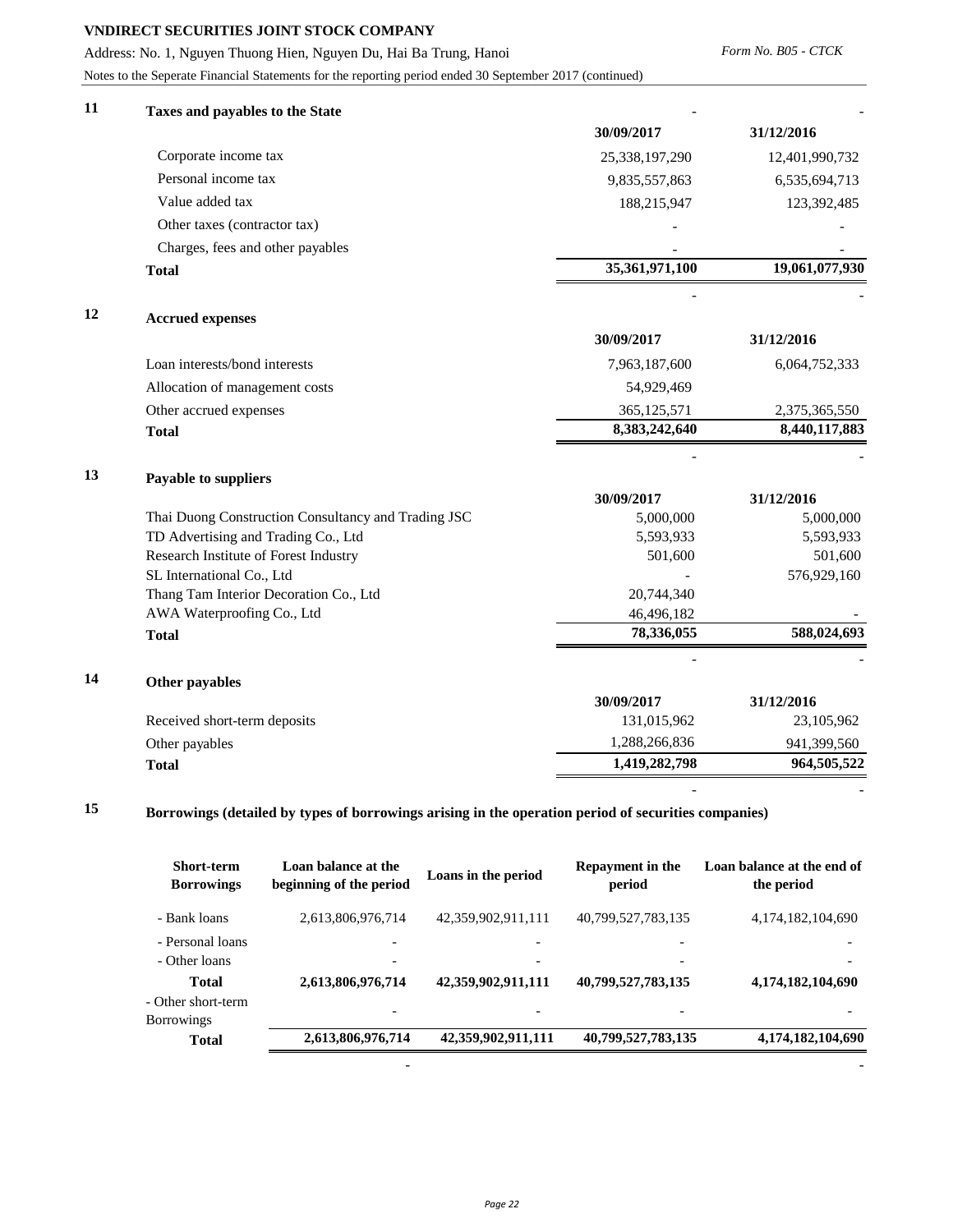## 11 Taxes and payables to the State

| | 30/09/2017 | 31/12/2016 |
|---|---|---|
| Corporate income tax | 25,338,197,290 | 12,401,990,732 |
| Personal income tax | 9,835,557,863 | 6,535,694,713 |
| Value added tax | 188,215,947 | 123,392,485 |
| Other taxes (contractor tax) | - | - |
| Charges, fees and other payables | - | - |
| **Total** | **35,361,971,100** | **19,061,077,930** |

## 12 Accrued expenses

| | 30/09/2017 | 31/12/2016 |
|---|---|---|
| Loan interests/bond interests | 7,963,187,600 | 6,064,752,333 |
| Allocation of management costs | 54,929,469 | |
| Other accrued expenses | 365,125,571 | 2,375,365,550 |
| **Total** | **8,383,242,640** | **8,440,117,883** |

## 13 Payable to suppliers

| | 30/09/2017 | 31/12/2016 |
|---|---|---|
| Thai Duong Construction Consultancy and Trading JSC | 5,000,000 | 5,000,000 |
| TD Advertising and Trading Co., Ltd | 5,593,933 | 5,593,933 |
| Research Institute of Forest Industry | 501,600 | 501,600 |
| SL International Co., Ltd | - | 576,929,160 |
| Thang Tam Interior Decoration Co., Ltd | 20,744,340 | |
| AWA Waterproofing Co., Ltd | 46,496,182 | - |
| **Total** | **78,336,055** | **588,024,693** |

## 14 Other payables

| | 30/09/2017 | 31/12/2016 |
|---|---|---|
| Received short-term deposits | 131,015,962 | 23,105,962 |
| Other payables | 1,288,266,836 | 941,399,560 |
| **Total** | **1,419,282,798** | **964,505,522** |

## 15 Borrowings (detailed by types of borrowings arising in the operation period of securities companies)

| Short-term Borrowings | Loan balance at the beginning of the period | Loans in the period | Repayment in the period | Loan balance at the end of the period |
|---|---|---|---|---|
| - Bank loans | 2,613,806,976,714 | 42,359,902,911,111 | 40,799,527,783,135 | 4,174,182,104,690 |
| - Personal loans | - | - | - | - |
| - Other loans | - | - | - | - |
| **Total** | **2,613,806,976,714** | **42,359,902,911,111** | **40,799,527,783,135** | **4,174,182,104,690** |
| - Other short-term Borrowings | - | - | - | - |
| **Total** | **2,613,806,976,714** | **42,359,902,911,111** | **40,799,527,783,135** | **4,174,182,104,690** |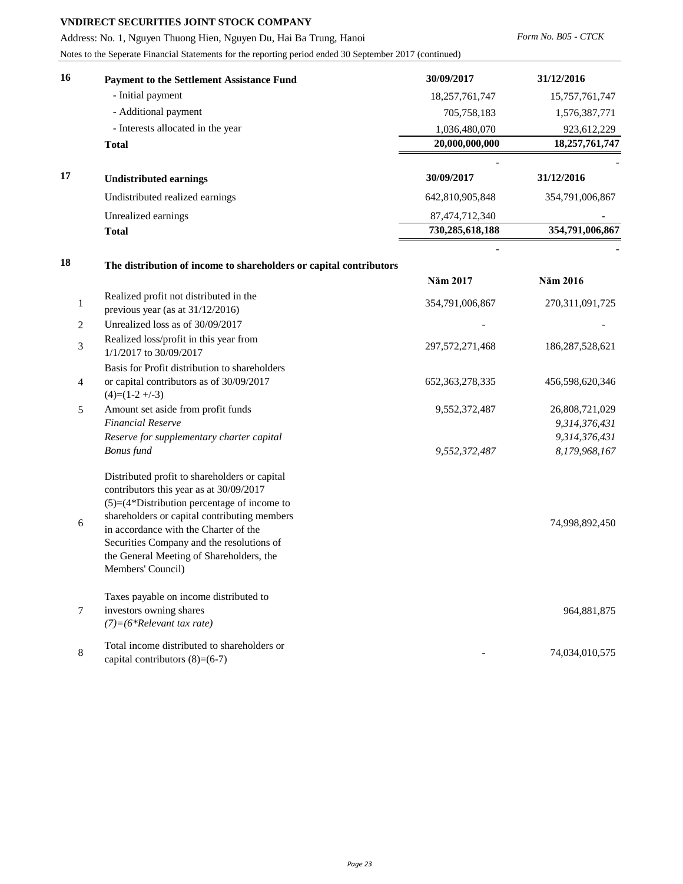**VNDIRECT SECURITIES JOINT STOCK COMPANY**

Address: No. 1, Nguyen Thuong Hien, Nguyen Du, Hai Ba Trung, Hanoi

*Form No. B05 - CTCK*

Notes to the Seperate Financial Statements for the reporting period ended 30 September 2017 (continued)

| 16 | **Payment to the Settlement Assistance Fund** | **30/09/2017** | **31/12/2016** |
|---|---|---|---|
| | - Initial payment | 18,257,761,747 | 15,757,761,747 |
| | - Additional payment | 705,758,183 | 1,576,387,771 |
| | - Interests allocated in the year | 1,036,480,070 | 923,612,229 |
| | **Total** | **20,000,000,000** | **18,257,761,747** |
| | | - | - |

| 17 | **Undistributed earnings** | **30/09/2017** | **31/12/2016** |
|---|---|---|---|
| | Undistributed realized earnings | 642,810,905,848 | 354,791,006,867 |
| | Unrealized earnings | 87,474,712,340 | - |
| | **Total** | **730,285,618,188** | **354,791,006,867** |
| | | - | - |

| 18 | **The distribution of income to shareholders or capital contributors** | | |
|---|---|---|---|
| | | **Năm 2017** | **Năm 2016** |
| 1 | Realized profit not distributed in the previous year (as at 31/12/2016) | 354,791,006,867 | 270,311,091,725 |
| 2 | Unrealized loss as of 30/09/2017 | - | - |
| 3 | Realized loss/profit in this year from 1/1/2017 to 30/09/2017 | 297,572,271,468 | 186,287,528,621 |
| 4 | Basis for Profit distribution to shareholders or capital contributors as of 30/09/2017 (4)=(1-2 +/-3) | 652,363,278,335 | 456,598,620,346 |
| 5 | Amount set aside from profit funds | 9,552,372,487 | 26,808,721,029 |
| | *Financial Reserve* | | *9,314,376,431* |
| | *Reserve for supplementary charter capital* | | *9,314,376,431* |
| | *Bonus fund* | *9,552,372,487* | *8,179,968,167* |
| 6 | Distributed profit to shareholders or capital contributors this year as at 30/09/2017 (5)=(4*Distribution percentage of income to shareholders or capital contributing members in accordance with the Charter of the Securities Company and the resolutions of the General Meeting of Shareholders, the Members' Council) | | 74,998,892,450 |
| 7 | Taxes payable on income distributed to investors owning shares *(7)=(6*Relevant tax rate)* | | 964,881,875 |
| 8 | Total income distributed to shareholders or capital contributors (8)=(6-7) | - | 74,034,010,575 |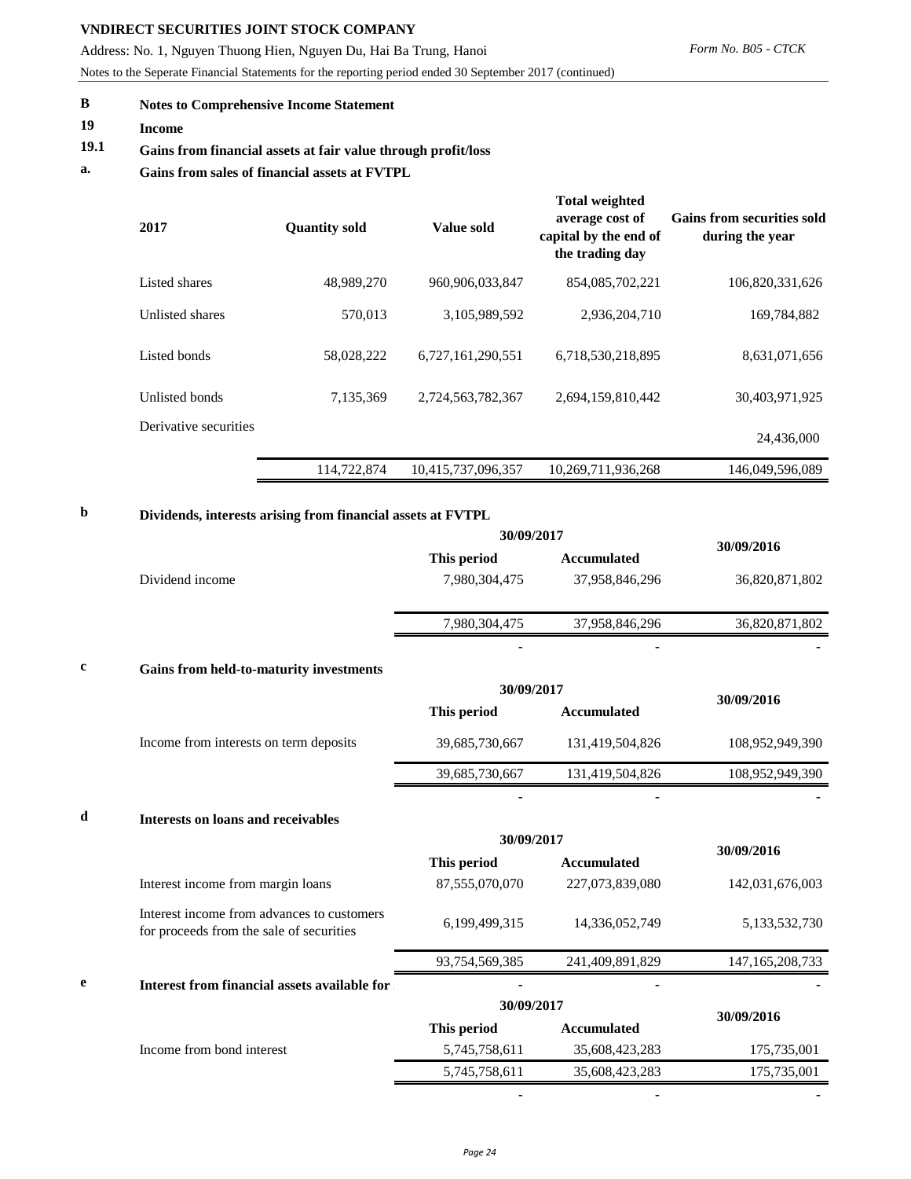**B Notes to Comprehensive Income Statement**

**19 Income**

**19.1 Gains from financial assets at fair value through profit/loss**

**a. Gains from sales of financial assets at FVTPL**

| 2017 | Quantity sold | Value sold | Total weighted average cost of capital by the end of the trading day | Gains from securities sold during the year |
|---|---|---|---|---|
| Listed shares | 48,989,270 | 960,906,033,847 | 854,085,702,221 | 106,820,331,626 |
| Unlisted shares | 570,013 | 3,105,989,592 | 2,936,204,710 | 169,784,882 |
| Listed bonds | 58,028,222 | 6,727,161,290,551 | 6,718,530,218,895 | 8,631,071,656 |
| Unlisted bonds | 7,135,369 | 2,724,563,782,367 | 2,694,159,810,442 | 30,403,971,925 |
| Derivative securities | | | | 24,436,000 |
| | 114,722,874 | 10,415,737,096,357 | 10,269,711,936,268 | 146,049,596,089 |

**b Dividends, interests arising from financial assets at FVTPL**

| | 30/09/2017 This period | 30/09/2017 Accumulated | 30/09/2016 |
|---|---|---|---|
| Dividend income | 7,980,304,475 | 37,958,846,296 | 36,820,871,802 |
| | 7,980,304,475 | 37,958,846,296 | 36,820,871,802 |
| | - | - | - |

**c Gains from held-to-maturity investments**

| | 30/09/2017 This period | 30/09/2017 Accumulated | 30/09/2016 |
|---|---|---|---|
| Income from interests on term deposits | 39,685,730,667 | 131,419,504,826 | 108,952,949,390 |
| | 39,685,730,667 | 131,419,504,826 | 108,952,949,390 |
| | - | - | - |

**d Interests on loans and receivables**

| | 30/09/2017 This period | 30/09/2017 Accumulated | 30/09/2016 |
|---|---|---|---|
| Interest income from margin loans | 87,555,070,070 | 227,073,839,080 | 142,031,676,003 |
| Interest income from advances to customers for proceeds from the sale of securities | 6,199,499,315 | 14,336,052,749 | 5,133,532,730 |
| | 93,754,569,385 | 241,409,891,829 | 147,165,208,733 |
| | - | - | - |

**e Interest from financial assets available for**

| | 30/09/2017 This period | 30/09/2017 Accumulated | 30/09/2016 |
|---|---|---|---|
| Income from bond interest | 5,745,758,611 | 35,608,423,283 | 175,735,001 |
| | 5,745,758,611 | 35,608,423,283 | 175,735,001 |
| | - | - | - |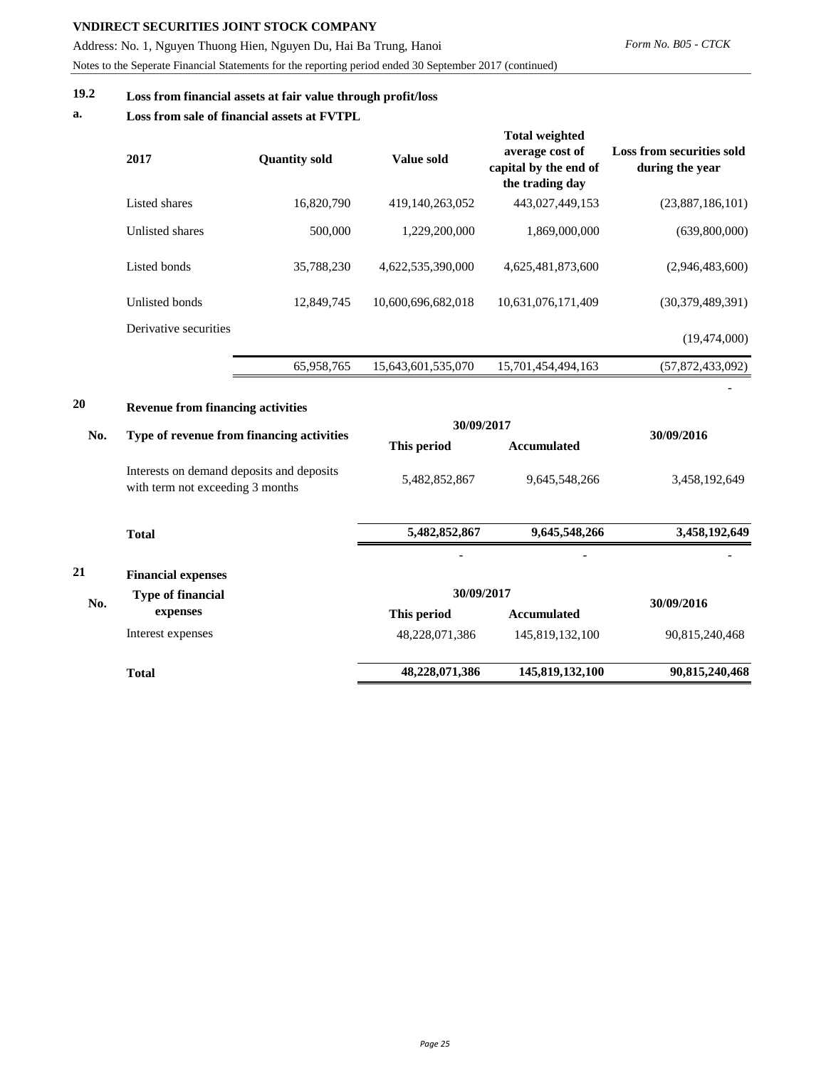### 19.2 Loss from financial assets at fair value through profit/loss

#### a. Loss from sale of financial assets at FVTPL

| 2017 | Quantity sold | Value sold | Total weighted average cost of capital by the end of the trading day | Loss from securities sold during the year |
|---|---|---|---|---|
| Listed shares | 16,820,790 | 419,140,263,052 | 443,027,449,153 | (23,887,186,101) |
| Unlisted shares | 500,000 | 1,229,200,000 | 1,869,000,000 | (639,800,000) |
| Listed bonds | 35,788,230 | 4,622,535,390,000 | 4,625,481,873,600 | (2,946,483,600) |
| Unlisted bonds | 12,849,745 | 10,600,696,682,018 | 10,631,076,171,409 | (30,379,489,391) |
| Derivative securities | | | | (19,474,000) |
| | 65,958,765 | 15,643,601,535,070 | 15,701,454,494,163 | (57,872,433,092) |
| | | | | - |

## 20 Revenue from financing activities

| No. | Type of revenue from financing activities | 30/09/2017 | | 30/09/2016 |
|---|---|---|---|---|
| | | This period | Accumulated | |
| | Interests on demand deposits and deposits with term not exceeding 3 months | 5,482,852,867 | 9,645,548,266 | 3,458,192,649 |
| | **Total** | **5,482,852,867** | **9,645,548,266** | **3,458,192,649** |
| | | - | - | - |

## 21 Financial expenses

| No. | Type of financial expenses | 30/09/2017 | | 30/09/2016 |
|---|---|---|---|---|
| | | This period | Accumulated | |
| | Interest expenses | 48,228,071,386 | 145,819,132,100 | 90,815,240,468 |
| | **Total** | **48,228,071,386** | **145,819,132,100** | **90,815,240,468** |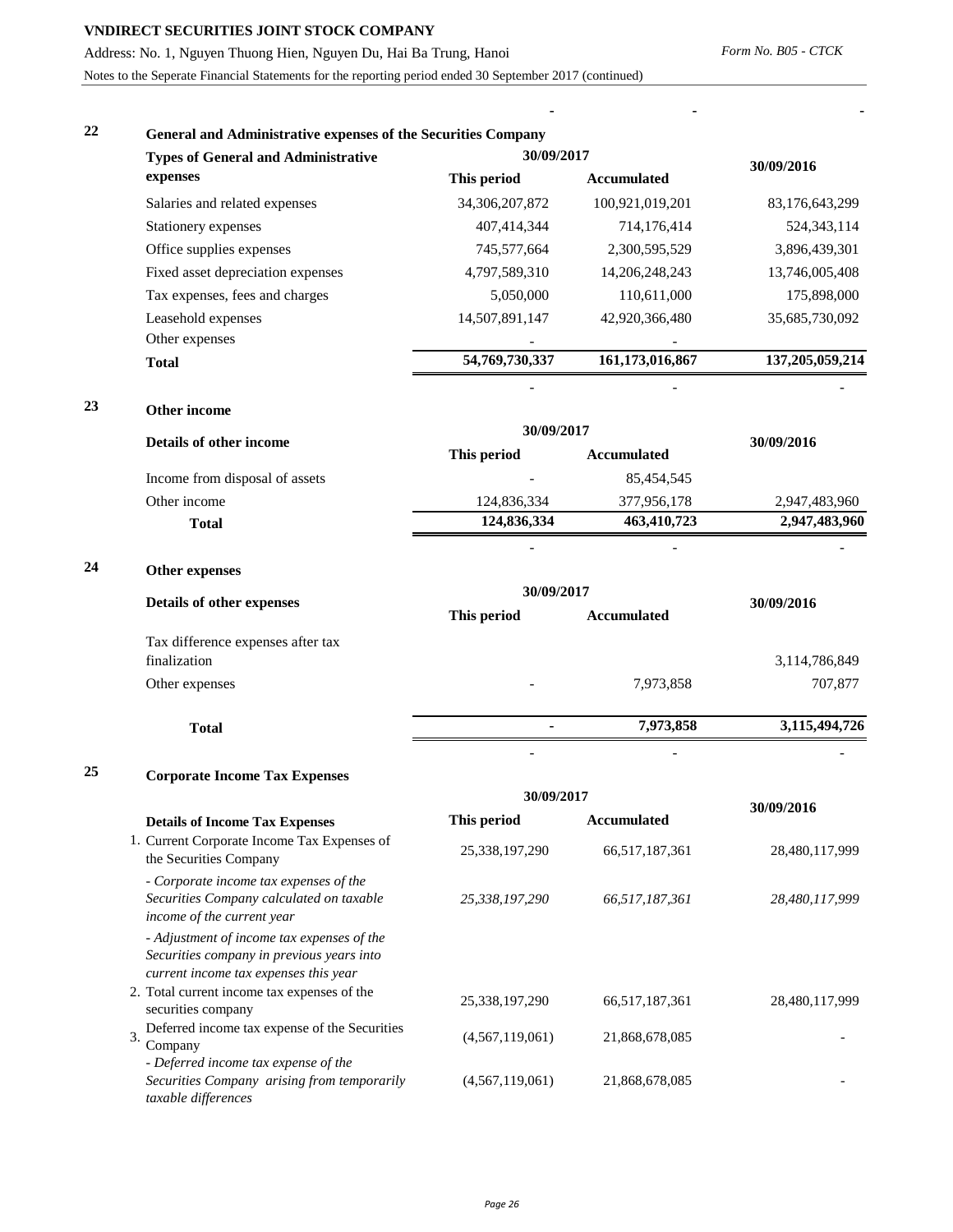## 22 General and Administrative expenses of the Securities Company

| Types of General and Administrative expenses | 30/09/2017 | | 30/09/2016 |
|---|---|---|---|
| | This period | Accumulated | |
| Salaries and related expenses | 34,306,207,872 | 100,921,019,201 | 83,176,643,299 |
| Stationery expenses | 407,414,344 | 714,176,414 | 524,343,114 |
| Office supplies expenses | 745,577,664 | 2,300,595,529 | 3,896,439,301 |
| Fixed asset depreciation expenses | 4,797,589,310 | 14,206,248,243 | 13,746,005,408 |
| Tax expenses, fees and charges | 5,050,000 | 110,611,000 | 175,898,000 |
| Leasehold expenses | 14,507,891,147 | 42,920,366,480 | 35,685,730,092 |
| Other expenses | - | - | |
| **Total** | **54,769,730,337** | **161,173,016,867** | **137,205,059,214** |

## 23 Other income

| Details of other income | 30/09/2017 | | 30/09/2016 |
|---|---|---|---|
| | This period | Accumulated | |
| Income from disposal of assets | - | 85,454,545 | |
| Other income | 124,836,334 | 377,956,178 | 2,947,483,960 |
| **Total** | **124,836,334** | **463,410,723** | **2,947,483,960** |

## 24 Other expenses

| Details of other expenses | 30/09/2017 | | 30/09/2016 |
|---|---|---|---|
| | This period | Accumulated | |
| Tax difference expenses after tax finalization | | | 3,114,786,849 |
| Other expenses | - | 7,973,858 | 707,877 |
| **Total** | **-** | **7,973,858** | **3,115,494,726** |

## 25 Corporate Income Tax Expenses

| Details of Income Tax Expenses | 30/09/2017 | | 30/09/2016 |
|---|---|---|---|
| | This period | Accumulated | |
| 1. Current Corporate Income Tax Expenses of the Securities Company | 25,338,197,290 | 66,517,187,361 | 28,480,117,999 |
| *- Corporate income tax expenses of the Securities Company calculated on taxable income of the current year* | *25,338,197,290* | *66,517,187,361* | *28,480,117,999* |
| *- Adjustment of income tax expenses of the Securities company in previous years into current income tax expenses this year* | | | |
| 2. Total current income tax expenses of the securities company | 25,338,197,290 | 66,517,187,361 | 28,480,117,999 |
| 3. Deferred income tax expense of the Securities Company | (4,567,119,061) | 21,868,678,085 | - |
| *- Deferred income tax expense of the Securities Company arising from temporarily taxable differences* | (4,567,119,061) | 21,868,678,085 | - |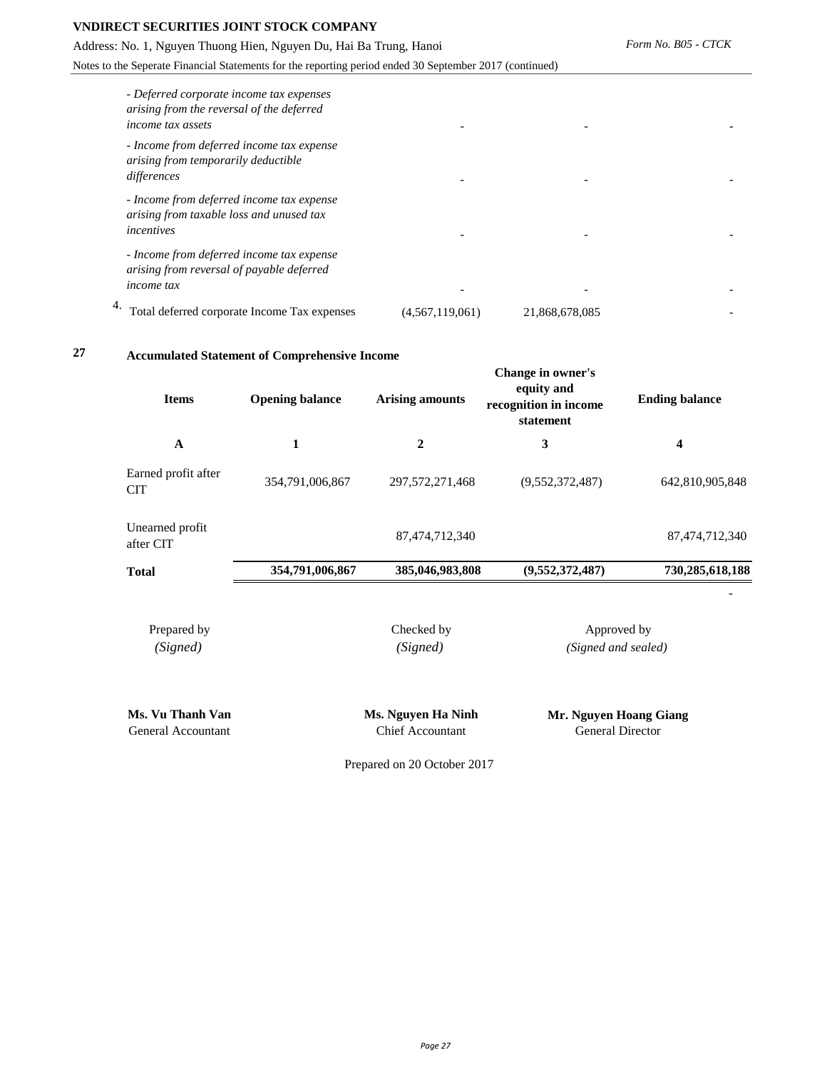| | | | |
|---|---|---|---|
| *- Deferred corporate income tax expenses arising from the reversal of the deferred income tax assets* | - | - | - |
| *- Income from deferred income tax expense arising from temporarily deductible differences* | - | - | - |
| *- Income from deferred income tax expense arising from taxable loss and unused tax incentives* | - | - | - |
| *- Income from deferred income tax expense arising from reversal of payable deferred income tax* | - | - | - |
| 4. Total deferred corporate Income Tax expenses | (4,567,119,061) | 21,868,678,085 | - |

## 27 Accumulated Statement of Comprehensive Income

| Items | Opening balance | Arising amounts | Change in owner's equity and recognition in income statement | Ending balance |
|---|---|---|---|---|
| **A** | **1** | **2** | **3** | **4** |
| Earned profit after CIT | 354,791,006,867 | 297,572,271,468 | (9,552,372,487) | 642,810,905,848 |
| Unearned profit after CIT | | 87,474,712,340 | | 87,474,712,340 |
| **Total** | **354,791,006,867** | **385,046,983,808** | **(9,552,372,487)** | **730,285,618,188** |
| | | | | - |

| Prepared by | Checked by | Approved by |
|---|---|---|
| *(Signed)* | *(Signed)* | *(Signed and sealed)* |
| **Ms. Vu Thanh Van** | **Ms. Nguyen Ha Ninh** | **Mr. Nguyen Hoang Giang** |
| General Accountant | Chief Accountant | General Director |

Prepared on 20 October 2017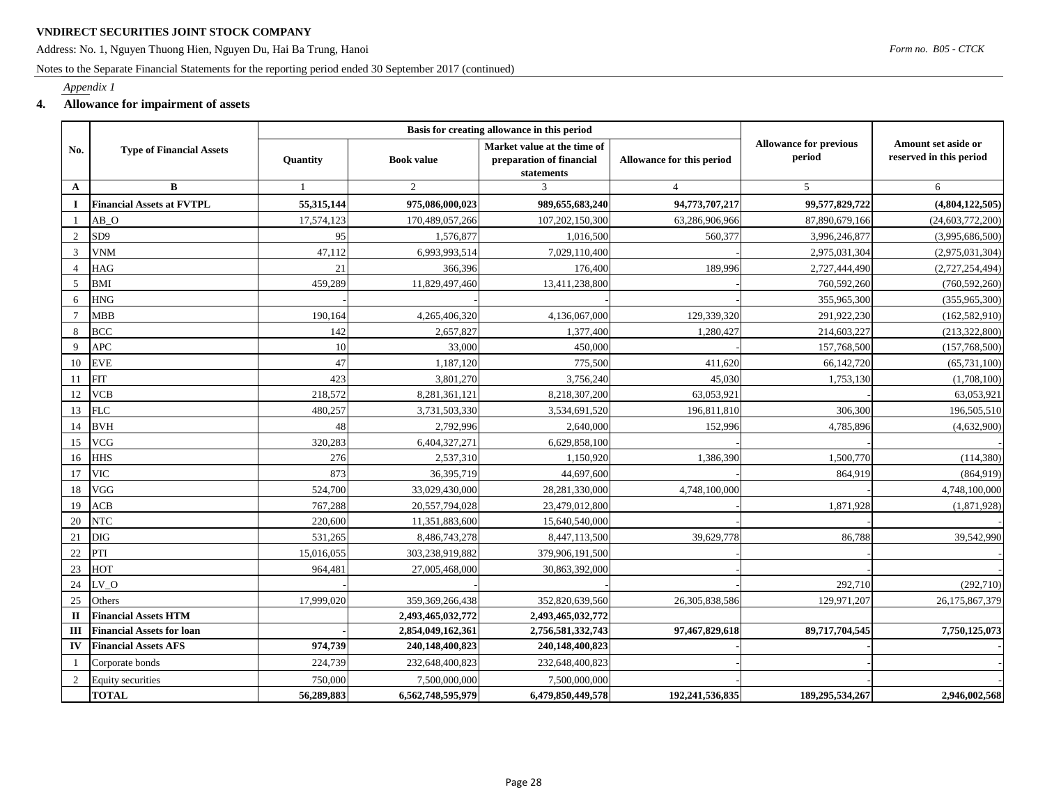**VNDIRECT SECURITIES JOINT STOCK COMPANY**

Address: No. 1, Nguyen Thuong Hien, Nguyen Du, Hai Ba Trung, Hanoi

*Form no. B05 - CTCK*

Notes to the Separate Financial Statements for the reporting period ended 30 September 2017 (continued)

*Appendix 1*

## 4. Allowance for impairment of assets

| No. | Type of Financial Assets | Basis for creating allowance in this period | | | | Allowance for previous period | Amount set aside or reserved in this period |
|---|---|---|---|---|---|---|---|
| | | Quantity | Book value | Market value at the time of preparation of financial statements | Allowance for this period | | |
| A | B | 1 | 2 | 3 | 4 | 5 | 6 |
| **I** | **Financial Assets at FVTPL** | **55,315,144** | **975,086,000,023** | **989,655,683,240** | **94,773,707,217** | **99,577,829,722** | **(4,804,122,505)** |
| 1 | AB_O | 17,574,123 | 170,489,057,266 | 107,202,150,300 | 63,286,906,966 | 87,890,679,166 | (24,603,772,200) |
| 2 | SD9 | 95 | 1,576,877 | 1,016,500 | 560,377 | 3,996,246,877 | (3,995,686,500) |
| 3 | VNM | 47,112 | 6,993,993,514 | 7,029,110,400 | - | 2,975,031,304 | (2,975,031,304) |
| 4 | HAG | 21 | 366,396 | 176,400 | 189,996 | 2,727,444,490 | (2,727,254,494) |
| 5 | BMI | 459,289 | 11,829,497,460 | 13,411,238,800 | - | 760,592,260 | (760,592,260) |
| 6 | HNG | - | - | - | - | 355,965,300 | (355,965,300) |
| 7 | MBB | 190,164 | 4,265,406,320 | 4,136,067,000 | 129,339,320 | 291,922,230 | (162,582,910) |
| 8 | BCC | 142 | 2,657,827 | 1,377,400 | 1,280,427 | 214,603,227 | (213,322,800) |
| 9 | APC | 10 | 33,000 | 450,000 | - | 157,768,500 | (157,768,500) |
| 10 | EVE | 47 | 1,187,120 | 775,500 | 411,620 | 66,142,720 | (65,731,100) |
| 11 | FIT | 423 | 3,801,270 | 3,756,240 | 45,030 | 1,753,130 | (1,708,100) |
| 12 | VCB | 218,572 | 8,281,361,121 | 8,218,307,200 | 63,053,921 | - | 63,053,921 |
| 13 | FLC | 480,257 | 3,731,503,330 | 3,534,691,520 | 196,811,810 | 306,300 | 196,505,510 |
| 14 | BVH | 48 | 2,792,996 | 2,640,000 | 152,996 | 4,785,896 | (4,632,900) |
| 15 | VCG | 320,283 | 6,404,327,271 | 6,629,858,100 | - | - | - |
| 16 | HHS | 276 | 2,537,310 | 1,150,920 | 1,386,390 | 1,500,770 | (114,380) |
| 17 | VIC | 873 | 36,395,719 | 44,697,600 | - | 864,919 | (864,919) |
| 18 | VGG | 524,700 | 33,029,430,000 | 28,281,330,000 | 4,748,100,000 | - | 4,748,100,000 |
| 19 | ACB | 767,288 | 20,557,794,028 | 23,479,012,800 | - | 1,871,928 | (1,871,928) |
| 20 | NTC | 220,600 | 11,351,883,600 | 15,640,540,000 | - | - | - |
| 21 | DIG | 531,265 | 8,486,743,278 | 8,447,113,500 | 39,629,778 | 86,788 | 39,542,990 |
| 22 | PTI | 15,016,055 | 303,238,919,882 | 379,906,191,500 | - | - | - |
| 23 | HOT | 964,481 | 27,005,468,000 | 30,863,392,000 | - | - | - |
| 24 | LV_O | - | - | - | - | 292,710 | (292,710) |
| 25 | Others | 17,999,020 | 359,369,266,438 | 352,820,639,560 | 26,305,838,586 | 129,971,207 | 26,175,867,379 |
| **II** | **Financial Assets HTM** | | **2,493,465,032,772** | **2,493,465,032,772** | | | |
| **III** | **Financial Assets for loan** | - | **2,854,049,162,361** | **2,756,581,332,743** | **97,467,829,618** | **89,717,704,545** | **7,750,125,073** |
| **IV** | **Financial Assets AFS** | **974,739** | **240,148,400,823** | **240,148,400,823** | - | - | - |
| 1 | Corporate bonds | 224,739 | 232,648,400,823 | 232,648,400,823 | - | - | - |
| 2 | Equity securities | 750,000 | 7,500,000,000 | 7,500,000,000 | - | - | - |
| | **TOTAL** | **56,289,883** | **6,562,748,595,979** | **6,479,850,449,578** | **192,241,536,835** | **189,295,534,267** | **2,946,002,568** |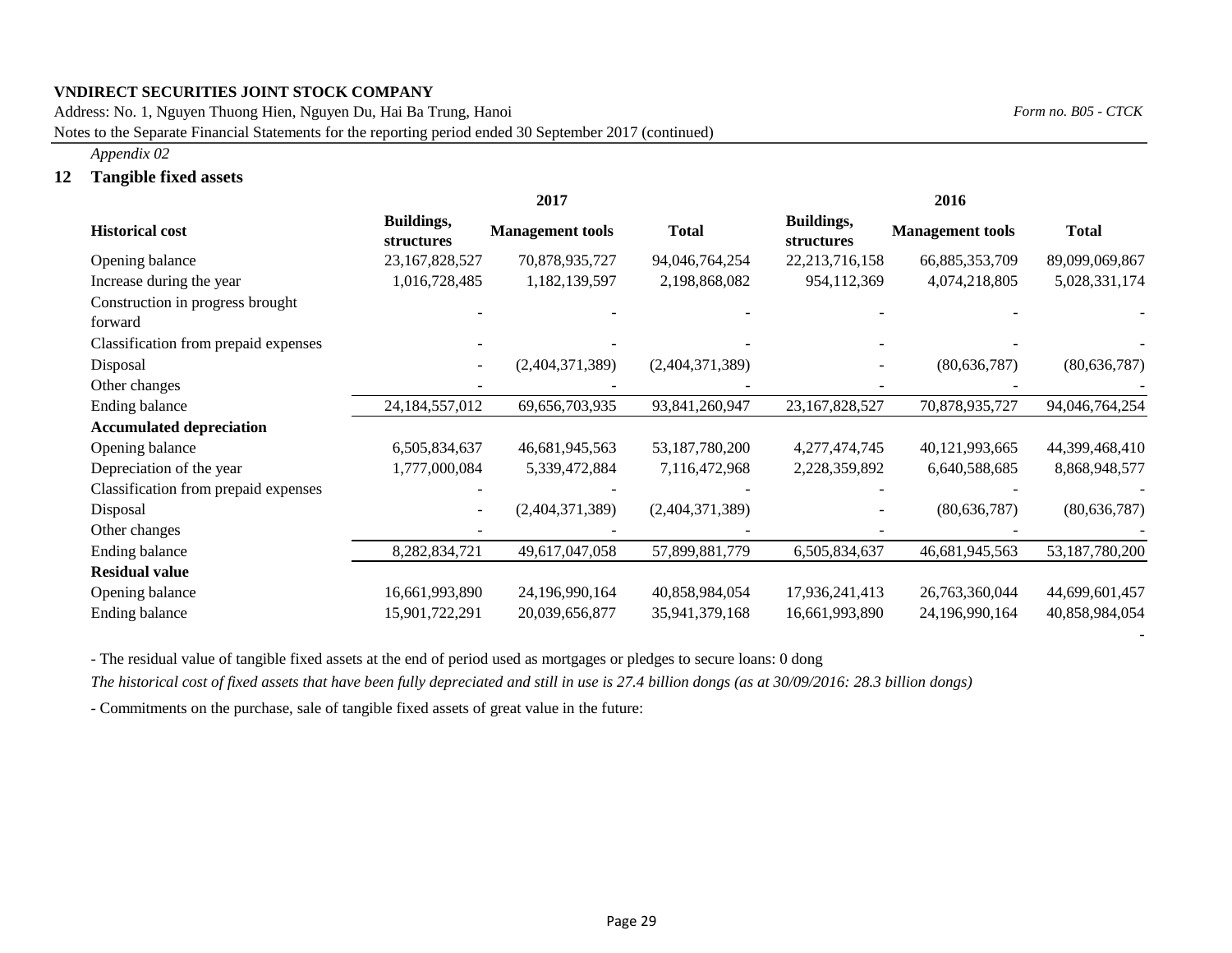**VNDIRECT SECURITIES JOINT STOCK COMPANY**

Address: No. 1, Nguyen Thuong Hien, Nguyen Du, Hai Ba Trung, Hanoi

*Form no. B05 - CTCK*

Notes to the Separate Financial Statements for the reporting period ended 30 September 2017 (continued)

*Appendix 02*

## 12 Tangible fixed assets

| | 2017 | | | 2016 | | |
|---|---|---|---|---|---|---|
| **Historical cost** | **Buildings, structures** | **Management tools** | **Total** | **Buildings, structures** | **Management tools** | **Total** |
| Opening balance | 23,167,828,527 | 70,878,935,727 | 94,046,764,254 | 22,213,716,158 | 66,885,353,709 | 89,099,069,867 |
| Increase during the year | 1,016,728,485 | 1,182,139,597 | 2,198,868,082 | 954,112,369 | 4,074,218,805 | 5,028,331,174 |
| Construction in progress brought forward | - | - | - | - | - | - |
| Classification from prepaid expenses | - | - | - | - | - | - |
| Disposal | - | (2,404,371,389) | (2,404,371,389) | - | (80,636,787) | (80,636,787) |
| Other changes | - | - | - | - | - | - |
| Ending balance | 24,184,557,012 | 69,656,703,935 | 93,841,260,947 | 23,167,828,527 | 70,878,935,727 | 94,046,764,254 |
| **Accumulated depreciation** | | | | | | |
| Opening balance | 6,505,834,637 | 46,681,945,563 | 53,187,780,200 | 4,277,474,745 | 40,121,993,665 | 44,399,468,410 |
| Depreciation of the year | 1,777,000,084 | 5,339,472,884 | 7,116,472,968 | 2,228,359,892 | 6,640,588,685 | 8,868,948,577 |
| Classification from prepaid expenses | - | - | - | - | - | - |
| Disposal | - | (2,404,371,389) | (2,404,371,389) | - | (80,636,787) | (80,636,787) |
| Other changes | - | - | - | - | - | - |
| Ending balance | 8,282,834,721 | 49,617,047,058 | 57,899,881,779 | 6,505,834,637 | 46,681,945,563 | 53,187,780,200 |
| **Residual value** | | | | | | |
| Opening balance | 16,661,993,890 | 24,196,990,164 | 40,858,984,054 | 17,936,241,413 | 26,763,360,044 | 44,699,601,457 |
| Ending balance | 15,901,722,291 | 20,039,656,877 | 35,941,379,168 | 16,661,993,890 | 24,196,990,164 | 40,858,984,054 |
| | | | | | | - |

- The residual value of tangible fixed assets at the end of period used as mortgages or pledges to secure loans: 0 dong

*The historical cost of fixed assets that have been fully depreciated and still in use is 27.4 billion dongs (as at 30/09/2016: 28.3 billion dongs)*

- Commitments on the purchase, sale of tangible fixed assets of great value in the future: